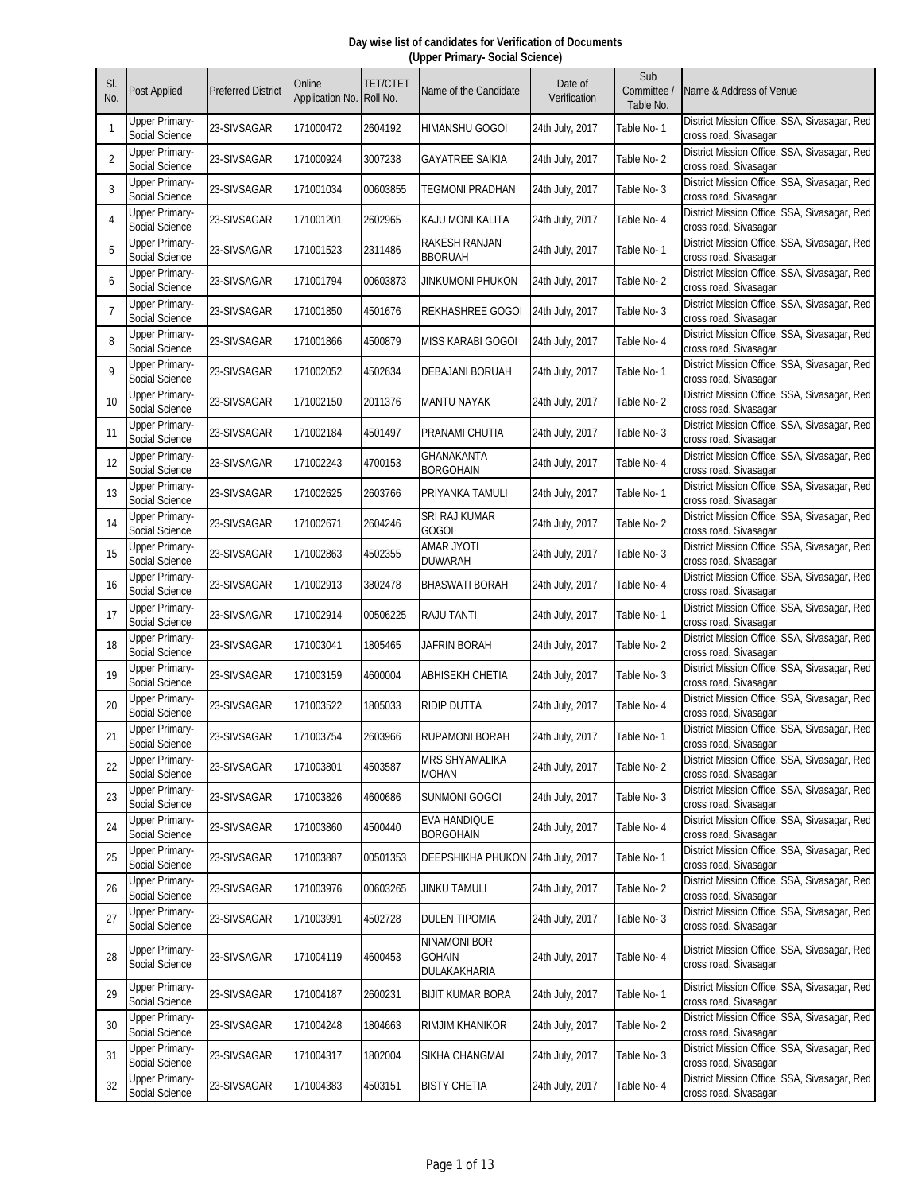**Day wise list of candidates for Verification of Documents**
**(Upper Primary- Social Science)**

| Sl. No. | Post Applied | Preferred District | Online Application No. | TET/CTET Roll No. | Name of the Candidate | Date of Verification | Sub Committee / Table No. | Name & Address of Venue |
|---|---|---|---|---|---|---|---|---|
| 1 | Upper Primary-Social Science | 23-SIVSAGAR | 171000472 | 2604192 | HIMANSHU GOGOI | 24th July, 2017 | Table No- 1 | District Mission Office, SSA, Sivasagar, Red cross road, Sivasagar |
| 2 | Upper Primary-Social Science | 23-SIVSAGAR | 171000924 | 3007238 | GAYATREE SAIKIA | 24th July, 2017 | Table No- 2 | District Mission Office, SSA, Sivasagar, Red cross road, Sivasagar |
| 3 | Upper Primary-Social Science | 23-SIVSAGAR | 171001034 | 00603855 | TEGMONI PRADHAN | 24th July, 2017 | Table No- 3 | District Mission Office, SSA, Sivasagar, Red cross road, Sivasagar |
| 4 | Upper Primary-Social Science | 23-SIVSAGAR | 171001201 | 2602965 | KAJU MONI KALITA | 24th July, 2017 | Table No- 4 | District Mission Office, SSA, Sivasagar, Red cross road, Sivasagar |
| 5 | Upper Primary-Social Science | 23-SIVSAGAR | 171001523 | 2311486 | RAKESH RANJAN BBORUAH | 24th July, 2017 | Table No- 1 | District Mission Office, SSA, Sivasagar, Red cross road, Sivasagar |
| 6 | Upper Primary-Social Science | 23-SIVSAGAR | 171001794 | 00603873 | JINKUMONI PHUKON | 24th July, 2017 | Table No- 2 | District Mission Office, SSA, Sivasagar, Red cross road, Sivasagar |
| 7 | Upper Primary-Social Science | 23-SIVSAGAR | 171001850 | 4501676 | REKHASHREE GOGOI | 24th July, 2017 | Table No- 3 | District Mission Office, SSA, Sivasagar, Red cross road, Sivasagar |
| 8 | Upper Primary-Social Science | 23-SIVSAGAR | 171001866 | 4500879 | MISS KARABI GOGOI | 24th July, 2017 | Table No- 4 | District Mission Office, SSA, Sivasagar, Red cross road, Sivasagar |
| 9 | Upper Primary-Social Science | 23-SIVSAGAR | 171002052 | 4502634 | DEBAJANI BORUAH | 24th July, 2017 | Table No- 1 | District Mission Office, SSA, Sivasagar, Red cross road, Sivasagar |
| 10 | Upper Primary-Social Science | 23-SIVSAGAR | 171002150 | 2011376 | MANTU NAYAK | 24th July, 2017 | Table No- 2 | District Mission Office, SSA, Sivasagar, Red cross road, Sivasagar |
| 11 | Upper Primary-Social Science | 23-SIVSAGAR | 171002184 | 4501497 | PRANAMI CHUTIA | 24th July, 2017 | Table No- 3 | District Mission Office, SSA, Sivasagar, Red cross road, Sivasagar |
| 12 | Upper Primary-Social Science | 23-SIVSAGAR | 171002243 | 4700153 | GHANAKANTA BORGOHAIN | 24th July, 2017 | Table No- 4 | District Mission Office, SSA, Sivasagar, Red cross road, Sivasagar |
| 13 | Upper Primary-Social Science | 23-SIVSAGAR | 171002625 | 2603766 | PRIYANKA TAMULI | 24th July, 2017 | Table No- 1 | District Mission Office, SSA, Sivasagar, Red cross road, Sivasagar |
| 14 | Upper Primary-Social Science | 23-SIVSAGAR | 171002671 | 2604246 | SRI RAJ KUMAR GOGOI | 24th July, 2017 | Table No- 2 | District Mission Office, SSA, Sivasagar, Red cross road, Sivasagar |
| 15 | Upper Primary-Social Science | 23-SIVSAGAR | 171002863 | 4502355 | AMAR JYOTI DUWARAH | 24th July, 2017 | Table No- 3 | District Mission Office, SSA, Sivasagar, Red cross road, Sivasagar |
| 16 | Upper Primary-Social Science | 23-SIVSAGAR | 171002913 | 3802478 | BHASWATI BORAH | 24th July, 2017 | Table No- 4 | District Mission Office, SSA, Sivasagar, Red cross road, Sivasagar |
| 17 | Upper Primary-Social Science | 23-SIVSAGAR | 171002914 | 00506225 | RAJU TANTI | 24th July, 2017 | Table No- 1 | District Mission Office, SSA, Sivasagar, Red cross road, Sivasagar |
| 18 | Upper Primary-Social Science | 23-SIVSAGAR | 171003041 | 1805465 | JAFRIN BORAH | 24th July, 2017 | Table No- 2 | District Mission Office, SSA, Sivasagar, Red cross road, Sivasagar |
| 19 | Upper Primary-Social Science | 23-SIVSAGAR | 171003159 | 4600004 | ABHISEKH CHETIA | 24th July, 2017 | Table No- 3 | District Mission Office, SSA, Sivasagar, Red cross road, Sivasagar |
| 20 | Upper Primary-Social Science | 23-SIVSAGAR | 171003522 | 1805033 | RIDIP DUTTA | 24th July, 2017 | Table No- 4 | District Mission Office, SSA, Sivasagar, Red cross road, Sivasagar |
| 21 | Upper Primary-Social Science | 23-SIVSAGAR | 171003754 | 2603966 | RUPAMONI BORAH | 24th July, 2017 | Table No- 1 | District Mission Office, SSA, Sivasagar, Red cross road, Sivasagar |
| 22 | Upper Primary-Social Science | 23-SIVSAGAR | 171003801 | 4503587 | MRS SHYAMALIKA MOHAN | 24th July, 2017 | Table No- 2 | District Mission Office, SSA, Sivasagar, Red cross road, Sivasagar |
| 23 | Upper Primary-Social Science | 23-SIVSAGAR | 171003826 | 4600686 | SUNMONI GOGOI | 24th July, 2017 | Table No- 3 | District Mission Office, SSA, Sivasagar, Red cross road, Sivasagar |
| 24 | Upper Primary-Social Science | 23-SIVSAGAR | 171003860 | 4500440 | EVA HANDIQUE BORGOHAIN | 24th July, 2017 | Table No- 4 | District Mission Office, SSA, Sivasagar, Red cross road, Sivasagar |
| 25 | Upper Primary-Social Science | 23-SIVSAGAR | 171003887 | 00501353 | DEEPSHIKHA PHUKON | 24th July, 2017 | Table No- 1 | District Mission Office, SSA, Sivasagar, Red cross road, Sivasagar |
| 26 | Upper Primary-Social Science | 23-SIVSAGAR | 171003976 | 00603265 | JINKU TAMULI | 24th July, 2017 | Table No- 2 | District Mission Office, SSA, Sivasagar, Red cross road, Sivasagar |
| 27 | Upper Primary-Social Science | 23-SIVSAGAR | 171003991 | 4502728 | DULEN TIPOMIA | 24th July, 2017 | Table No- 3 | District Mission Office, SSA, Sivasagar, Red cross road, Sivasagar |
| 28 | Upper Primary-Social Science | 23-SIVSAGAR | 171004119 | 4600453 | NINAMONI BOR GOHAIN DULAKHARIA | 24th July, 2017 | Table No- 4 | District Mission Office, SSA, Sivasagar, Red cross road, Sivasagar |
| 29 | Upper Primary-Social Science | 23-SIVSAGAR | 171004187 | 2600231 | BIJIT KUMAR BORA | 24th July, 2017 | Table No- 1 | District Mission Office, SSA, Sivasagar, Red cross road, Sivasagar |
| 30 | Upper Primary-Social Science | 23-SIVSAGAR | 171004248 | 1804663 | RIMJIM KHANIKOR | 24th July, 2017 | Table No- 2 | District Mission Office, SSA, Sivasagar, Red cross road, Sivasagar |
| 31 | Upper Primary-Social Science | 23-SIVSAGAR | 171004317 | 1802004 | SIKHA CHANGMAI | 24th July, 2017 | Table No- 3 | District Mission Office, SSA, Sivasagar, Red cross road, Sivasagar |
| 32 | Upper Primary-Social Science | 23-SIVSAGAR | 171004383 | 4503151 | BISTY CHETIA | 24th July, 2017 | Table No- 4 | District Mission Office, SSA, Sivasagar, Red cross road, Sivasagar |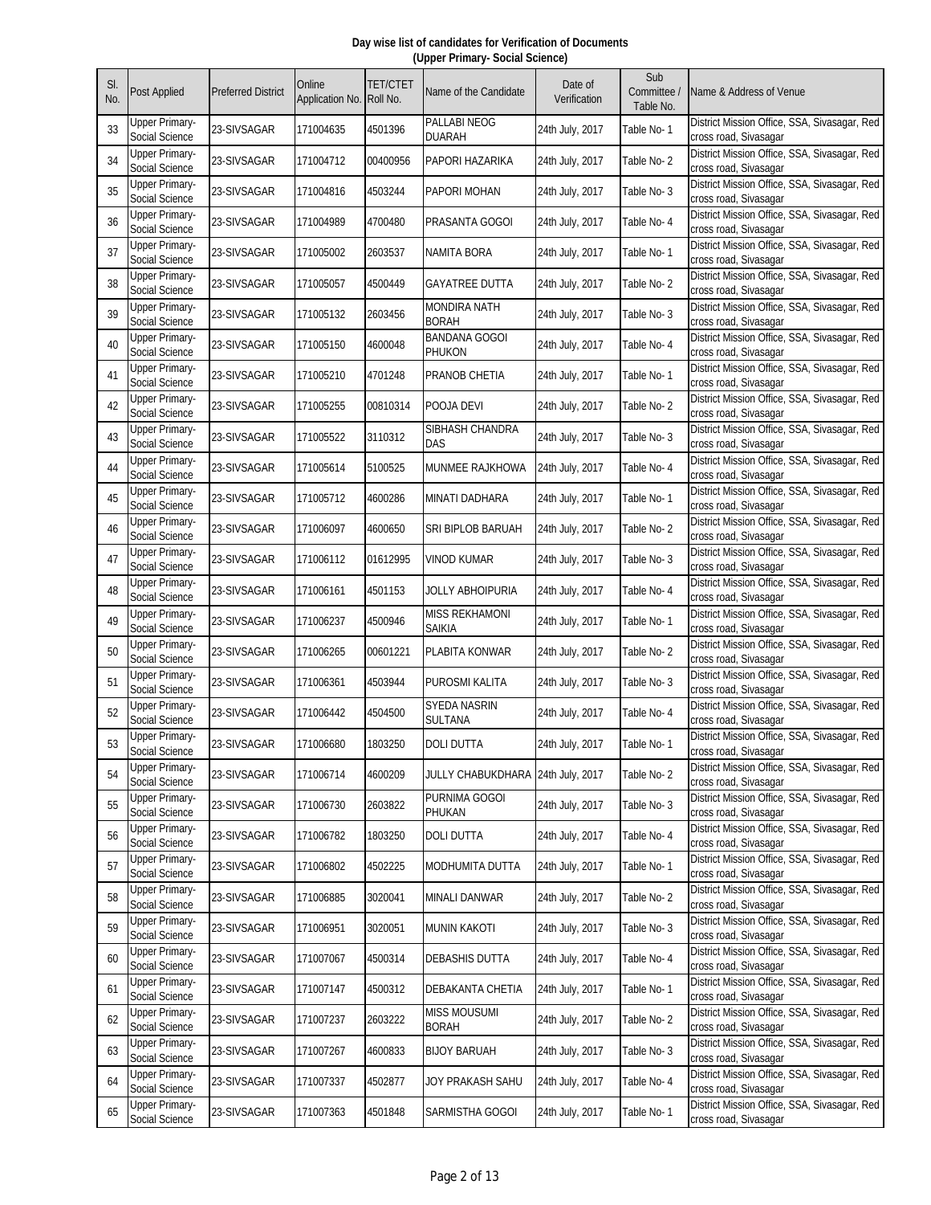**Day wise list of candidates for Verification of Documents**
**(Upper Primary- Social Science)**

| Sl. No. | Post Applied | Preferred District | Online Application No. | TET/CTET Roll No. | Name of the Candidate | Date of Verification | Sub Committee / Table No. | Name & Address of Venue |
|---|---|---|---|---|---|---|---|---|
| 33 | Upper Primary- Social Science | 23-SIVSAGAR | 171004635 | 4501396 | PALLABI NEOG DUARAH | 24th July, 2017 | Table No- 1 | District Mission Office, SSA, Sivasagar, Red cross road, Sivasagar |
| 34 | Upper Primary- Social Science | 23-SIVSAGAR | 171004712 | 00400956 | PAPORI HAZARIKA | 24th July, 2017 | Table No- 2 | District Mission Office, SSA, Sivasagar, Red cross road, Sivasagar |
| 35 | Upper Primary- Social Science | 23-SIVSAGAR | 171004816 | 4503244 | PAPORI MOHAN | 24th July, 2017 | Table No- 3 | District Mission Office, SSA, Sivasagar, Red cross road, Sivasagar |
| 36 | Upper Primary- Social Science | 23-SIVSAGAR | 171004989 | 4700480 | PRASANTA GOGOI | 24th July, 2017 | Table No- 4 | District Mission Office, SSA, Sivasagar, Red cross road, Sivasagar |
| 37 | Upper Primary- Social Science | 23-SIVSAGAR | 171005002 | 2603537 | NAMITA BORA | 24th July, 2017 | Table No- 1 | District Mission Office, SSA, Sivasagar, Red cross road, Sivasagar |
| 38 | Upper Primary- Social Science | 23-SIVSAGAR | 171005057 | 4500449 | GAYATREE DUTTA | 24th July, 2017 | Table No- 2 | District Mission Office, SSA, Sivasagar, Red cross road, Sivasagar |
| 39 | Upper Primary- Social Science | 23-SIVSAGAR | 171005132 | 2603456 | MONDIRA NATH BORAH | 24th July, 2017 | Table No- 3 | District Mission Office, SSA, Sivasagar, Red cross road, Sivasagar |
| 40 | Upper Primary- Social Science | 23-SIVSAGAR | 171005150 | 4600048 | BANDANA GOGOI PHUKON | 24th July, 2017 | Table No- 4 | District Mission Office, SSA, Sivasagar, Red cross road, Sivasagar |
| 41 | Upper Primary- Social Science | 23-SIVSAGAR | 171005210 | 4701248 | PRANOB CHETIA | 24th July, 2017 | Table No- 1 | District Mission Office, SSA, Sivasagar, Red cross road, Sivasagar |
| 42 | Upper Primary- Social Science | 23-SIVSAGAR | 171005255 | 00810314 | POOJA DEVI | 24th July, 2017 | Table No- 2 | District Mission Office, SSA, Sivasagar, Red cross road, Sivasagar |
| 43 | Upper Primary- Social Science | 23-SIVSAGAR | 171005522 | 3110312 | SIBHASH CHANDRA DAS | 24th July, 2017 | Table No- 3 | District Mission Office, SSA, Sivasagar, Red cross road, Sivasagar |
| 44 | Upper Primary- Social Science | 23-SIVSAGAR | 171005614 | 5100525 | MUNMEE RAJKHOWA | 24th July, 2017 | Table No- 4 | District Mission Office, SSA, Sivasagar, Red cross road, Sivasagar |
| 45 | Upper Primary- Social Science | 23-SIVSAGAR | 171005712 | 4600286 | MINATI DADHARA | 24th July, 2017 | Table No- 1 | District Mission Office, SSA, Sivasagar, Red cross road, Sivasagar |
| 46 | Upper Primary- Social Science | 23-SIVSAGAR | 171006097 | 4600650 | SRI BIPLOB BARUAH | 24th July, 2017 | Table No- 2 | District Mission Office, SSA, Sivasagar, Red cross road, Sivasagar |
| 47 | Upper Primary- Social Science | 23-SIVSAGAR | 171006112 | 01612995 | VINOD KUMAR | 24th July, 2017 | Table No- 3 | District Mission Office, SSA, Sivasagar, Red cross road, Sivasagar |
| 48 | Upper Primary- Social Science | 23-SIVSAGAR | 171006161 | 4501153 | JOLLY ABHOIPURIA | 24th July, 2017 | Table No- 4 | District Mission Office, SSA, Sivasagar, Red cross road, Sivasagar |
| 49 | Upper Primary- Social Science | 23-SIVSAGAR | 171006237 | 4500946 | MISS REKHAMONI SAIKIA | 24th July, 2017 | Table No- 1 | District Mission Office, SSA, Sivasagar, Red cross road, Sivasagar |
| 50 | Upper Primary- Social Science | 23-SIVSAGAR | 171006265 | 00601221 | PLABITA KONWAR | 24th July, 2017 | Table No- 2 | District Mission Office, SSA, Sivasagar, Red cross road, Sivasagar |
| 51 | Upper Primary- Social Science | 23-SIVSAGAR | 171006361 | 4503944 | PUROSMI KALITA | 24th July, 2017 | Table No- 3 | District Mission Office, SSA, Sivasagar, Red cross road, Sivasagar |
| 52 | Upper Primary- Social Science | 23-SIVSAGAR | 171006442 | 4504500 | SYEDA NASRIN SULTANA | 24th July, 2017 | Table No- 4 | District Mission Office, SSA, Sivasagar, Red cross road, Sivasagar |
| 53 | Upper Primary- Social Science | 23-SIVSAGAR | 171006680 | 1803250 | DOLI DUTTA | 24th July, 2017 | Table No- 1 | District Mission Office, SSA, Sivasagar, Red cross road, Sivasagar |
| 54 | Upper Primary- Social Science | 23-SIVSAGAR | 171006714 | 4600209 | JULLY CHABUKDHARA | 24th July, 2017 | Table No- 2 | District Mission Office, SSA, Sivasagar, Red cross road, Sivasagar |
| 55 | Upper Primary- Social Science | 23-SIVSAGAR | 171006730 | 2603822 | PURNIMA GOGOI PHUKAN | 24th July, 2017 | Table No- 3 | District Mission Office, SSA, Sivasagar, Red cross road, Sivasagar |
| 56 | Upper Primary- Social Science | 23-SIVSAGAR | 171006782 | 1803250 | DOLI DUTTA | 24th July, 2017 | Table No- 4 | District Mission Office, SSA, Sivasagar, Red cross road, Sivasagar |
| 57 | Upper Primary- Social Science | 23-SIVSAGAR | 171006802 | 4502225 | MODHUMITA DUTTA | 24th July, 2017 | Table No- 1 | District Mission Office, SSA, Sivasagar, Red cross road, Sivasagar |
| 58 | Upper Primary- Social Science | 23-SIVSAGAR | 171006885 | 3020041 | MINALI DANWAR | 24th July, 2017 | Table No- 2 | District Mission Office, SSA, Sivasagar, Red cross road, Sivasagar |
| 59 | Upper Primary- Social Science | 23-SIVSAGAR | 171006951 | 3020051 | MUNIN KAKOTI | 24th July, 2017 | Table No- 3 | District Mission Office, SSA, Sivasagar, Red cross road, Sivasagar |
| 60 | Upper Primary- Social Science | 23-SIVSAGAR | 171007067 | 4500314 | DEBASHIS DUTTA | 24th July, 2017 | Table No- 4 | District Mission Office, SSA, Sivasagar, Red cross road, Sivasagar |
| 61 | Upper Primary- Social Science | 23-SIVSAGAR | 171007147 | 4500312 | DEBAKANTA CHETIA | 24th July, 2017 | Table No- 1 | District Mission Office, SSA, Sivasagar, Red cross road, Sivasagar |
| 62 | Upper Primary- Social Science | 23-SIVSAGAR | 171007237 | 2603222 | MISS MOUSUMI BORAH | 24th July, 2017 | Table No- 2 | District Mission Office, SSA, Sivasagar, Red cross road, Sivasagar |
| 63 | Upper Primary- Social Science | 23-SIVSAGAR | 171007267 | 4600833 | BIJOY BARUAH | 24th July, 2017 | Table No- 3 | District Mission Office, SSA, Sivasagar, Red cross road, Sivasagar |
| 64 | Upper Primary- Social Science | 23-SIVSAGAR | 171007337 | 4502877 | JOY PRAKASH SAHU | 24th July, 2017 | Table No- 4 | District Mission Office, SSA, Sivasagar, Red cross road, Sivasagar |
| 65 | Upper Primary- Social Science | 23-SIVSAGAR | 171007363 | 4501848 | SARMISTHA GOGOI | 24th July, 2017 | Table No- 1 | District Mission Office, SSA, Sivasagar, Red cross road, Sivasagar |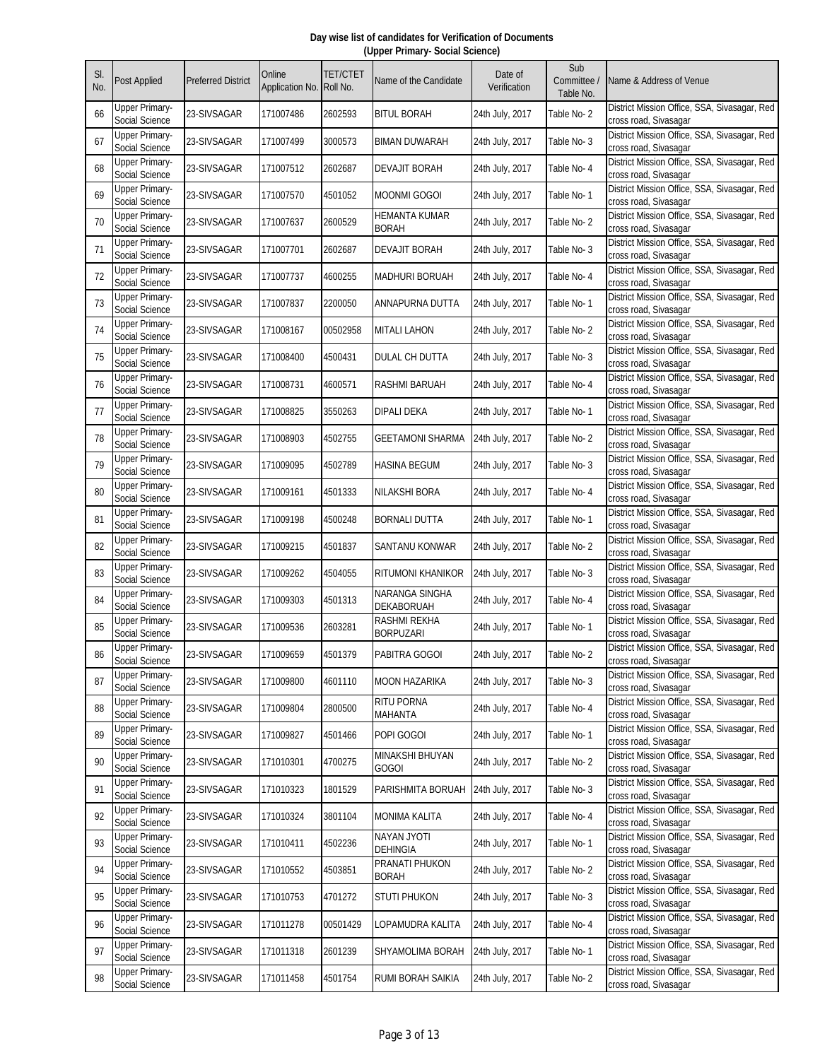**Day wise list of candidates for Verification of Documents**
**(Upper Primary- Social Science)**

| Sl. No. | Post Applied | Preferred District | Online Application No. | TET/CTET Roll No. | Name of the Candidate | Date of Verification | Sub Committee / Table No. | Name & Address of Venue |
|---|---|---|---|---|---|---|---|---|
| 66 | Upper Primary-Social Science | 23-SIVSAGAR | 171007486 | 2602593 | BITUL BORAH | 24th July, 2017 | Table No- 2 | District Mission Office, SSA, Sivasagar, Red cross road, Sivasagar |
| 67 | Upper Primary-Social Science | 23-SIVSAGAR | 171007499 | 3000573 | BIMAN DUWARAH | 24th July, 2017 | Table No- 3 | District Mission Office, SSA, Sivasagar, Red cross road, Sivasagar |
| 68 | Upper Primary-Social Science | 23-SIVSAGAR | 171007512 | 2602687 | DEVAJIT BORAH | 24th July, 2017 | Table No- 4 | District Mission Office, SSA, Sivasagar, Red cross road, Sivasagar |
| 69 | Upper Primary-Social Science | 23-SIVSAGAR | 171007570 | 4501052 | MOONMI GOGOI | 24th July, 2017 | Table No- 1 | District Mission Office, SSA, Sivasagar, Red cross road, Sivasagar |
| 70 | Upper Primary-Social Science | 23-SIVSAGAR | 171007637 | 2600529 | HEMANTA KUMAR BORAH | 24th July, 2017 | Table No- 2 | District Mission Office, SSA, Sivasagar, Red cross road, Sivasagar |
| 71 | Upper Primary-Social Science | 23-SIVSAGAR | 171007701 | 2602687 | DEVAJIT BORAH | 24th July, 2017 | Table No- 3 | District Mission Office, SSA, Sivasagar, Red cross road, Sivasagar |
| 72 | Upper Primary-Social Science | 23-SIVSAGAR | 171007737 | 4600255 | MADHURI BORUAH | 24th July, 2017 | Table No- 4 | District Mission Office, SSA, Sivasagar, Red cross road, Sivasagar |
| 73 | Upper Primary-Social Science | 23-SIVSAGAR | 171007837 | 2200050 | ANNAPURNA DUTTA | 24th July, 2017 | Table No- 1 | District Mission Office, SSA, Sivasagar, Red cross road, Sivasagar |
| 74 | Upper Primary-Social Science | 23-SIVSAGAR | 171008167 | 00502958 | MITALI LAHON | 24th July, 2017 | Table No- 2 | District Mission Office, SSA, Sivasagar, Red cross road, Sivasagar |
| 75 | Upper Primary-Social Science | 23-SIVSAGAR | 171008400 | 4500431 | DULAL CH DUTTA | 24th July, 2017 | Table No- 3 | District Mission Office, SSA, Sivasagar, Red cross road, Sivasagar |
| 76 | Upper Primary-Social Science | 23-SIVSAGAR | 171008731 | 4600571 | RASHMI BARUAH | 24th July, 2017 | Table No- 4 | District Mission Office, SSA, Sivasagar, Red cross road, Sivasagar |
| 77 | Upper Primary-Social Science | 23-SIVSAGAR | 171008825 | 3550263 | DIPALI DEKA | 24th July, 2017 | Table No- 1 | District Mission Office, SSA, Sivasagar, Red cross road, Sivasagar |
| 78 | Upper Primary-Social Science | 23-SIVSAGAR | 171008903 | 4502755 | GEETAMONI SHARMA | 24th July, 2017 | Table No- 2 | District Mission Office, SSA, Sivasagar, Red cross road, Sivasagar |
| 79 | Upper Primary-Social Science | 23-SIVSAGAR | 171009095 | 4502789 | HASINA BEGUM | 24th July, 2017 | Table No- 3 | District Mission Office, SSA, Sivasagar, Red cross road, Sivasagar |
| 80 | Upper Primary-Social Science | 23-SIVSAGAR | 171009161 | 4501333 | NILAKSHI BORA | 24th July, 2017 | Table No- 4 | District Mission Office, SSA, Sivasagar, Red cross road, Sivasagar |
| 81 | Upper Primary-Social Science | 23-SIVSAGAR | 171009198 | 4500248 | BORNALI DUTTA | 24th July, 2017 | Table No- 1 | District Mission Office, SSA, Sivasagar, Red cross road, Sivasagar |
| 82 | Upper Primary-Social Science | 23-SIVSAGAR | 171009215 | 4501837 | SANTANU KONWAR | 24th July, 2017 | Table No- 2 | District Mission Office, SSA, Sivasagar, Red cross road, Sivasagar |
| 83 | Upper Primary-Social Science | 23-SIVSAGAR | 171009262 | 4504055 | RITUMONI KHANIKOR | 24th July, 2017 | Table No- 3 | District Mission Office, SSA, Sivasagar, Red cross road, Sivasagar |
| 84 | Upper Primary-Social Science | 23-SIVSAGAR | 171009303 | 4501313 | NARANGA SINGHA DEKABORUAH | 24th July, 2017 | Table No- 4 | District Mission Office, SSA, Sivasagar, Red cross road, Sivasagar |
| 85 | Upper Primary-Social Science | 23-SIVSAGAR | 171009536 | 2603281 | RASHMI REKHA BORPUZARI | 24th July, 2017 | Table No- 1 | District Mission Office, SSA, Sivasagar, Red cross road, Sivasagar |
| 86 | Upper Primary-Social Science | 23-SIVSAGAR | 171009659 | 4501379 | PABITRA GOGOI | 24th July, 2017 | Table No- 2 | District Mission Office, SSA, Sivasagar, Red cross road, Sivasagar |
| 87 | Upper Primary-Social Science | 23-SIVSAGAR | 171009800 | 4601110 | MOON HAZARIKA | 24th July, 2017 | Table No- 3 | District Mission Office, SSA, Sivasagar, Red cross road, Sivasagar |
| 88 | Upper Primary-Social Science | 23-SIVSAGAR | 171009804 | 2800500 | RITU PORNA MAHANTA | 24th July, 2017 | Table No- 4 | District Mission Office, SSA, Sivasagar, Red cross road, Sivasagar |
| 89 | Upper Primary-Social Science | 23-SIVSAGAR | 171009827 | 4501466 | POPI GOGOI | 24th July, 2017 | Table No- 1 | District Mission Office, SSA, Sivasagar, Red cross road, Sivasagar |
| 90 | Upper Primary-Social Science | 23-SIVSAGAR | 171010301 | 4700275 | MINAKSHI BHUYAN GOGOI | 24th July, 2017 | Table No- 2 | District Mission Office, SSA, Sivasagar, Red cross road, Sivasagar |
| 91 | Upper Primary-Social Science | 23-SIVSAGAR | 171010323 | 1801529 | PARISHMITA BORUAH | 24th July, 2017 | Table No- 3 | District Mission Office, SSA, Sivasagar, Red cross road, Sivasagar |
| 92 | Upper Primary-Social Science | 23-SIVSAGAR | 171010324 | 3801104 | MONIMA KALITA | 24th July, 2017 | Table No- 4 | District Mission Office, SSA, Sivasagar, Red cross road, Sivasagar |
| 93 | Upper Primary-Social Science | 23-SIVSAGAR | 171010411 | 4502236 | NAYAN JYOTI DEHINGIA | 24th July, 2017 | Table No- 1 | District Mission Office, SSA, Sivasagar, Red cross road, Sivasagar |
| 94 | Upper Primary-Social Science | 23-SIVSAGAR | 171010552 | 4503851 | PRANATI PHUKON BORAH | 24th July, 2017 | Table No- 2 | District Mission Office, SSA, Sivasagar, Red cross road, Sivasagar |
| 95 | Upper Primary-Social Science | 23-SIVSAGAR | 171010753 | 4701272 | STUTI PHUKON | 24th July, 2017 | Table No- 3 | District Mission Office, SSA, Sivasagar, Red cross road, Sivasagar |
| 96 | Upper Primary-Social Science | 23-SIVSAGAR | 171011278 | 00501429 | LOPAMUDRA KALITA | 24th July, 2017 | Table No- 4 | District Mission Office, SSA, Sivasagar, Red cross road, Sivasagar |
| 97 | Upper Primary-Social Science | 23-SIVSAGAR | 171011318 | 2601239 | SHYAMOLIMA BORAH | 24th July, 2017 | Table No- 1 | District Mission Office, SSA, Sivasagar, Red cross road, Sivasagar |
| 98 | Upper Primary-Social Science | 23-SIVSAGAR | 171011458 | 4501754 | RUMI BORAH SAIKIA | 24th July, 2017 | Table No- 2 | District Mission Office, SSA, Sivasagar, Red cross road, Sivasagar |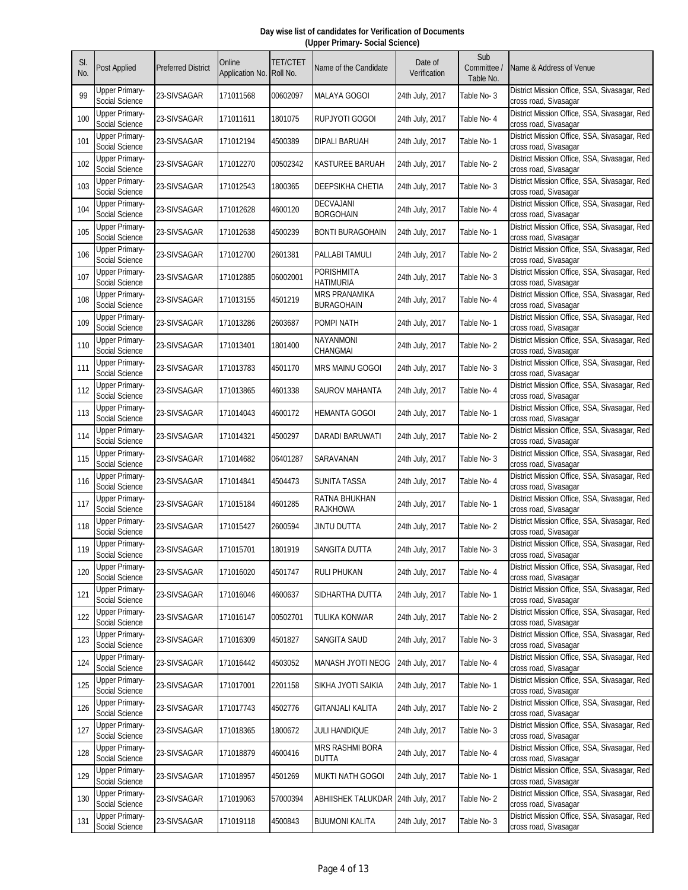**Day wise list of candidates for Verification of Documents**
**(Upper Primary- Social Science)**

| Sl. No. | Post Applied | Preferred District | Online Application No. | TET/CTET Roll No. | Name of the Candidate | Date of Verification | Sub Committee / Table No. | Name & Address of Venue |
|---|---|---|---|---|---|---|---|---|
| 99 | Upper Primary-Social Science | 23-SIVSAGAR | 171011568 | 00602097 | MALAYA GOGOI | 24th July, 2017 | Table No- 3 | District Mission Office, SSA, Sivasagar, Red cross road, Sivasagar |
| 100 | Upper Primary-Social Science | 23-SIVSAGAR | 171011611 | 1801075 | RUPJYOTI GOGOI | 24th July, 2017 | Table No- 4 | District Mission Office, SSA, Sivasagar, Red cross road, Sivasagar |
| 101 | Upper Primary-Social Science | 23-SIVSAGAR | 171012194 | 4500389 | DIPALI BARUAH | 24th July, 2017 | Table No- 1 | District Mission Office, SSA, Sivasagar, Red cross road, Sivasagar |
| 102 | Upper Primary-Social Science | 23-SIVSAGAR | 171012270 | 00502342 | KASTUREE BARUAH | 24th July, 2017 | Table No- 2 | District Mission Office, SSA, Sivasagar, Red cross road, Sivasagar |
| 103 | Upper Primary-Social Science | 23-SIVSAGAR | 171012543 | 1800365 | DEEPSIKHA CHETIA | 24th July, 2017 | Table No- 3 | District Mission Office, SSA, Sivasagar, Red cross road, Sivasagar |
| 104 | Upper Primary-Social Science | 23-SIVSAGAR | 171012628 | 4600120 | DECVAJANI BORGOHAIN | 24th July, 2017 | Table No- 4 | District Mission Office, SSA, Sivasagar, Red cross road, Sivasagar |
| 105 | Upper Primary-Social Science | 23-SIVSAGAR | 171012638 | 4500239 | BONTI BURAGOHAIN | 24th July, 2017 | Table No- 1 | District Mission Office, SSA, Sivasagar, Red cross road, Sivasagar |
| 106 | Upper Primary-Social Science | 23-SIVSAGAR | 171012700 | 2601381 | PALLABI TAMULI | 24th July, 2017 | Table No- 2 | District Mission Office, SSA, Sivasagar, Red cross road, Sivasagar |
| 107 | Upper Primary-Social Science | 23-SIVSAGAR | 171012885 | 06002001 | PORISHMITA HATIMURIA | 24th July, 2017 | Table No- 3 | District Mission Office, SSA, Sivasagar, Red cross road, Sivasagar |
| 108 | Upper Primary-Social Science | 23-SIVSAGAR | 171013155 | 4501219 | MRS PRANAMIKA BURAGOHAIN | 24th July, 2017 | Table No- 4 | District Mission Office, SSA, Sivasagar, Red cross road, Sivasagar |
| 109 | Upper Primary-Social Science | 23-SIVSAGAR | 171013286 | 2603687 | POMPI NATH | 24th July, 2017 | Table No- 1 | District Mission Office, SSA, Sivasagar, Red cross road, Sivasagar |
| 110 | Upper Primary-Social Science | 23-SIVSAGAR | 171013401 | 1801400 | NAYANMONI CHANGMAI | 24th July, 2017 | Table No- 2 | District Mission Office, SSA, Sivasagar, Red cross road, Sivasagar |
| 111 | Upper Primary-Social Science | 23-SIVSAGAR | 171013783 | 4501170 | MRS MAINU GOGOI | 24th July, 2017 | Table No- 3 | District Mission Office, SSA, Sivasagar, Red cross road, Sivasagar |
| 112 | Upper Primary-Social Science | 23-SIVSAGAR | 171013865 | 4601338 | SAUROV MAHANTA | 24th July, 2017 | Table No- 4 | District Mission Office, SSA, Sivasagar, Red cross road, Sivasagar |
| 113 | Upper Primary-Social Science | 23-SIVSAGAR | 171014043 | 4600172 | HEMANTA GOGOI | 24th July, 2017 | Table No- 1 | District Mission Office, SSA, Sivasagar, Red cross road, Sivasagar |
| 114 | Upper Primary-Social Science | 23-SIVSAGAR | 171014321 | 4500297 | DARADI BARUWATI | 24th July, 2017 | Table No- 2 | District Mission Office, SSA, Sivasagar, Red cross road, Sivasagar |
| 115 | Upper Primary-Social Science | 23-SIVSAGAR | 171014682 | 06401287 | SARAVANAN | 24th July, 2017 | Table No- 3 | District Mission Office, SSA, Sivasagar, Red cross road, Sivasagar |
| 116 | Upper Primary-Social Science | 23-SIVSAGAR | 171014841 | 4504473 | SUNITA TASSA | 24th July, 2017 | Table No- 4 | District Mission Office, SSA, Sivasagar, Red cross road, Sivasagar |
| 117 | Upper Primary-Social Science | 23-SIVSAGAR | 171015184 | 4601285 | RATNA BHUKHAN RAJKHOWA | 24th July, 2017 | Table No- 1 | District Mission Office, SSA, Sivasagar, Red cross road, Sivasagar |
| 118 | Upper Primary-Social Science | 23-SIVSAGAR | 171015427 | 2600594 | JINTU DUTTA | 24th July, 2017 | Table No- 2 | District Mission Office, SSA, Sivasagar, Red cross road, Sivasagar |
| 119 | Upper Primary-Social Science | 23-SIVSAGAR | 171015701 | 1801919 | SANGITA DUTTA | 24th July, 2017 | Table No- 3 | District Mission Office, SSA, Sivasagar, Red cross road, Sivasagar |
| 120 | Upper Primary-Social Science | 23-SIVSAGAR | 171016020 | 4501747 | RULI PHUKAN | 24th July, 2017 | Table No- 4 | District Mission Office, SSA, Sivasagar, Red cross road, Sivasagar |
| 121 | Upper Primary-Social Science | 23-SIVSAGAR | 171016046 | 4600637 | SIDHARTHA DUTTA | 24th July, 2017 | Table No- 1 | District Mission Office, SSA, Sivasagar, Red cross road, Sivasagar |
| 122 | Upper Primary-Social Science | 23-SIVSAGAR | 171016147 | 00502701 | TULIKA KONWAR | 24th July, 2017 | Table No- 2 | District Mission Office, SSA, Sivasagar, Red cross road, Sivasagar |
| 123 | Upper Primary-Social Science | 23-SIVSAGAR | 171016309 | 4501827 | SANGITA SAUD | 24th July, 2017 | Table No- 3 | District Mission Office, SSA, Sivasagar, Red cross road, Sivasagar |
| 124 | Upper Primary-Social Science | 23-SIVSAGAR | 171016442 | 4503052 | MANASH JYOTI NEOG | 24th July, 2017 | Table No- 4 | District Mission Office, SSA, Sivasagar, Red cross road, Sivasagar |
| 125 | Upper Primary-Social Science | 23-SIVSAGAR | 171017001 | 2201158 | SIKHA JYOTI SAIKIA | 24th July, 2017 | Table No- 1 | District Mission Office, SSA, Sivasagar, Red cross road, Sivasagar |
| 126 | Upper Primary-Social Science | 23-SIVSAGAR | 171017743 | 4502776 | GITANJALI KALITA | 24th July, 2017 | Table No- 2 | District Mission Office, SSA, Sivasagar, Red cross road, Sivasagar |
| 127 | Upper Primary-Social Science | 23-SIVSAGAR | 171018365 | 1800672 | JULI HANDIQUE | 24th July, 2017 | Table No- 3 | District Mission Office, SSA, Sivasagar, Red cross road, Sivasagar |
| 128 | Upper Primary-Social Science | 23-SIVSAGAR | 171018879 | 4600416 | MRS RASHMI BORA DUTTA | 24th July, 2017 | Table No- 4 | District Mission Office, SSA, Sivasagar, Red cross road, Sivasagar |
| 129 | Upper Primary-Social Science | 23-SIVSAGAR | 171018957 | 4501269 | MUKTI NATH GOGOI | 24th July, 2017 | Table No- 1 | District Mission Office, SSA, Sivasagar, Red cross road, Sivasagar |
| 130 | Upper Primary-Social Science | 23-SIVSAGAR | 171019063 | 57000394 | ABHIISHEK TALUKDAR | 24th July, 2017 | Table No- 2 | District Mission Office, SSA, Sivasagar, Red cross road, Sivasagar |
| 131 | Upper Primary-Social Science | 23-SIVSAGAR | 171019118 | 4500843 | BIJUMONI KALITA | 24th July, 2017 | Table No- 3 | District Mission Office, SSA, Sivasagar, Red cross road, Sivasagar |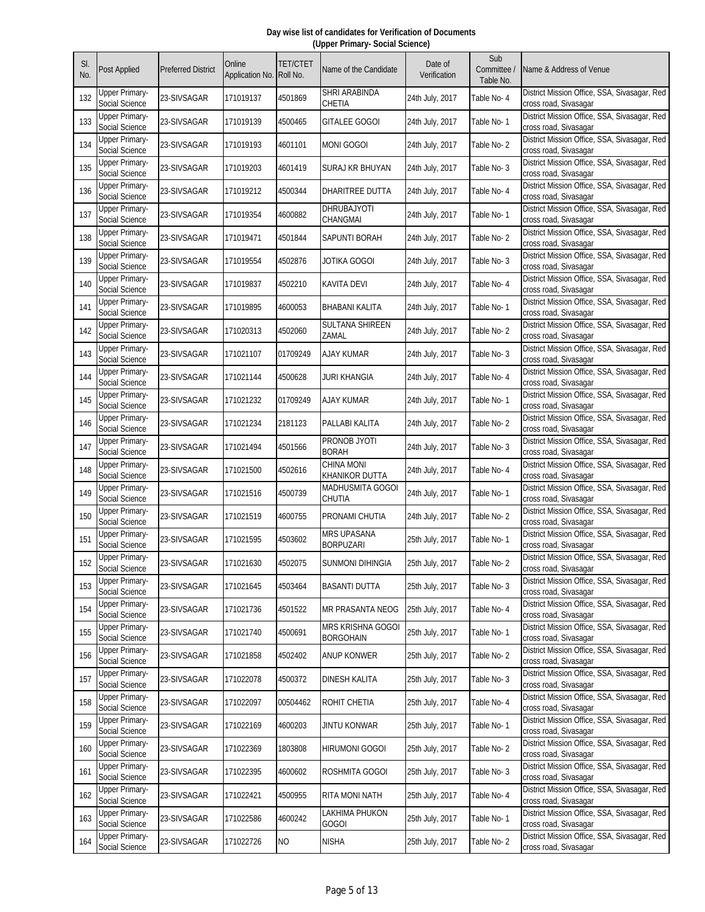**Day wise list of candidates for Verification of Documents**
**(Upper Primary- Social Science)**

| Sl. No. | Post Applied | Preferred District | Online Application No. | TET/CTET Roll No. | Name of the Candidate | Date of Verification | Sub Committee / Table No. | Name & Address of Venue |
|---|---|---|---|---|---|---|---|---|
| 132 | Upper Primary- Social Science | 23-SIVSAGAR | 171019137 | 4501869 | SHRI ARABINDA CHETIA | 24th July, 2017 | Table No- 4 | District Mission Office, SSA, Sivasagar, Red cross road, Sivasagar |
| 133 | Upper Primary- Social Science | 23-SIVSAGAR | 171019139 | 4500465 | GITALEE GOGOI | 24th July, 2017 | Table No- 1 | District Mission Office, SSA, Sivasagar, Red cross road, Sivasagar |
| 134 | Upper Primary- Social Science | 23-SIVSAGAR | 171019193 | 4601101 | MONI GOGOI | 24th July, 2017 | Table No- 2 | District Mission Office, SSA, Sivasagar, Red cross road, Sivasagar |
| 135 | Upper Primary- Social Science | 23-SIVSAGAR | 171019203 | 4601419 | SURAJ KR BHUYAN | 24th July, 2017 | Table No- 3 | District Mission Office, SSA, Sivasagar, Red cross road, Sivasagar |
| 136 | Upper Primary- Social Science | 23-SIVSAGAR | 171019212 | 4500344 | DHARITREE DUTTA | 24th July, 2017 | Table No- 4 | District Mission Office, SSA, Sivasagar, Red cross road, Sivasagar |
| 137 | Upper Primary- Social Science | 23-SIVSAGAR | 171019354 | 4600882 | DHRUBAJYOTI CHANGMAI | 24th July, 2017 | Table No- 1 | District Mission Office, SSA, Sivasagar, Red cross road, Sivasagar |
| 138 | Upper Primary- Social Science | 23-SIVSAGAR | 171019471 | 4501844 | SAPUNTI BORAH | 24th July, 2017 | Table No- 2 | District Mission Office, SSA, Sivasagar, Red cross road, Sivasagar |
| 139 | Upper Primary- Social Science | 23-SIVSAGAR | 171019554 | 4502876 | JOTIKA GOGOI | 24th July, 2017 | Table No- 3 | District Mission Office, SSA, Sivasagar, Red cross road, Sivasagar |
| 140 | Upper Primary- Social Science | 23-SIVSAGAR | 171019837 | 4502210 | KAVITA DEVI | 24th July, 2017 | Table No- 4 | District Mission Office, SSA, Sivasagar, Red cross road, Sivasagar |
| 141 | Upper Primary- Social Science | 23-SIVSAGAR | 171019895 | 4600053 | BHABANI KALITA | 24th July, 2017 | Table No- 1 | District Mission Office, SSA, Sivasagar, Red cross road, Sivasagar |
| 142 | Upper Primary- Social Science | 23-SIVSAGAR | 171020313 | 4502060 | SULTANA SHIREEN ZAMAL | 24th July, 2017 | Table No- 2 | District Mission Office, SSA, Sivasagar, Red cross road, Sivasagar |
| 143 | Upper Primary- Social Science | 23-SIVSAGAR | 171021107 | 01709249 | AJAY KUMAR | 24th July, 2017 | Table No- 3 | District Mission Office, SSA, Sivasagar, Red cross road, Sivasagar |
| 144 | Upper Primary- Social Science | 23-SIVSAGAR | 171021144 | 4500628 | JURI KHANGIA | 24th July, 2017 | Table No- 4 | District Mission Office, SSA, Sivasagar, Red cross road, Sivasagar |
| 145 | Upper Primary- Social Science | 23-SIVSAGAR | 171021232 | 01709249 | AJAY KUMAR | 24th July, 2017 | Table No- 1 | District Mission Office, SSA, Sivasagar, Red cross road, Sivasagar |
| 146 | Upper Primary- Social Science | 23-SIVSAGAR | 171021234 | 2181123 | PALLABI KALITA | 24th July, 2017 | Table No- 2 | District Mission Office, SSA, Sivasagar, Red cross road, Sivasagar |
| 147 | Upper Primary- Social Science | 23-SIVSAGAR | 171021494 | 4501566 | PRONOB JYOTI BORAH | 24th July, 2017 | Table No- 3 | District Mission Office, SSA, Sivasagar, Red cross road, Sivasagar |
| 148 | Upper Primary- Social Science | 23-SIVSAGAR | 171021500 | 4502616 | CHINA MONI KHANIKOR DUTTA | 24th July, 2017 | Table No- 4 | District Mission Office, SSA, Sivasagar, Red cross road, Sivasagar |
| 149 | Upper Primary- Social Science | 23-SIVSAGAR | 171021516 | 4500739 | MADHUSMITA GOGOI CHUTIA | 24th July, 2017 | Table No- 1 | District Mission Office, SSA, Sivasagar, Red cross road, Sivasagar |
| 150 | Upper Primary- Social Science | 23-SIVSAGAR | 171021519 | 4600755 | PRONAMI CHUTIA | 24th July, 2017 | Table No- 2 | District Mission Office, SSA, Sivasagar, Red cross road, Sivasagar |
| 151 | Upper Primary- Social Science | 23-SIVSAGAR | 171021595 | 4503602 | MRS UPASANA BORPUZARI | 25th July, 2017 | Table No- 1 | District Mission Office, SSA, Sivasagar, Red cross road, Sivasagar |
| 152 | Upper Primary- Social Science | 23-SIVSAGAR | 171021630 | 4502075 | SUNMONI DIHINGIA | 25th July, 2017 | Table No- 2 | District Mission Office, SSA, Sivasagar, Red cross road, Sivasagar |
| 153 | Upper Primary- Social Science | 23-SIVSAGAR | 171021645 | 4503464 | BASANTI DUTTA | 25th July, 2017 | Table No- 3 | District Mission Office, SSA, Sivasagar, Red cross road, Sivasagar |
| 154 | Upper Primary- Social Science | 23-SIVSAGAR | 171021736 | 4501522 | MR PRASANTA NEOG | 25th July, 2017 | Table No- 4 | District Mission Office, SSA, Sivasagar, Red cross road, Sivasagar |
| 155 | Upper Primary- Social Science | 23-SIVSAGAR | 171021740 | 4500691 | MRS KRISHNA GOGOI BORGOHAIN | 25th July, 2017 | Table No- 1 | District Mission Office, SSA, Sivasagar, Red cross road, Sivasagar |
| 156 | Upper Primary- Social Science | 23-SIVSAGAR | 171021858 | 4502402 | ANUP KONWER | 25th July, 2017 | Table No- 2 | District Mission Office, SSA, Sivasagar, Red cross road, Sivasagar |
| 157 | Upper Primary- Social Science | 23-SIVSAGAR | 171022078 | 4500372 | DINESH KALITA | 25th July, 2017 | Table No- 3 | District Mission Office, SSA, Sivasagar, Red cross road, Sivasagar |
| 158 | Upper Primary- Social Science | 23-SIVSAGAR | 171022097 | 00504462 | ROHIT CHETIA | 25th July, 2017 | Table No- 4 | District Mission Office, SSA, Sivasagar, Red cross road, Sivasagar |
| 159 | Upper Primary- Social Science | 23-SIVSAGAR | 171022169 | 4600203 | JINTU KONWAR | 25th July, 2017 | Table No- 1 | District Mission Office, SSA, Sivasagar, Red cross road, Sivasagar |
| 160 | Upper Primary- Social Science | 23-SIVSAGAR | 171022369 | 1803808 | HIRUMONI GOGOI | 25th July, 2017 | Table No- 2 | District Mission Office, SSA, Sivasagar, Red cross road, Sivasagar |
| 161 | Upper Primary- Social Science | 23-SIVSAGAR | 171022395 | 4600602 | ROSHMITA GOGOI | 25th July, 2017 | Table No- 3 | District Mission Office, SSA, Sivasagar, Red cross road, Sivasagar |
| 162 | Upper Primary- Social Science | 23-SIVSAGAR | 171022421 | 4500955 | RITA MONI NATH | 25th July, 2017 | Table No- 4 | District Mission Office, SSA, Sivasagar, Red cross road, Sivasagar |
| 163 | Upper Primary- Social Science | 23-SIVSAGAR | 171022586 | 4600242 | LAKHIMA PHUKON GOGOI | 25th July, 2017 | Table No- 1 | District Mission Office, SSA, Sivasagar, Red cross road, Sivasagar |
| 164 | Upper Primary- Social Science | 23-SIVSAGAR | 171022726 | NO | NISHA | 25th July, 2017 | Table No- 2 | District Mission Office, SSA, Sivasagar, Red cross road, Sivasagar |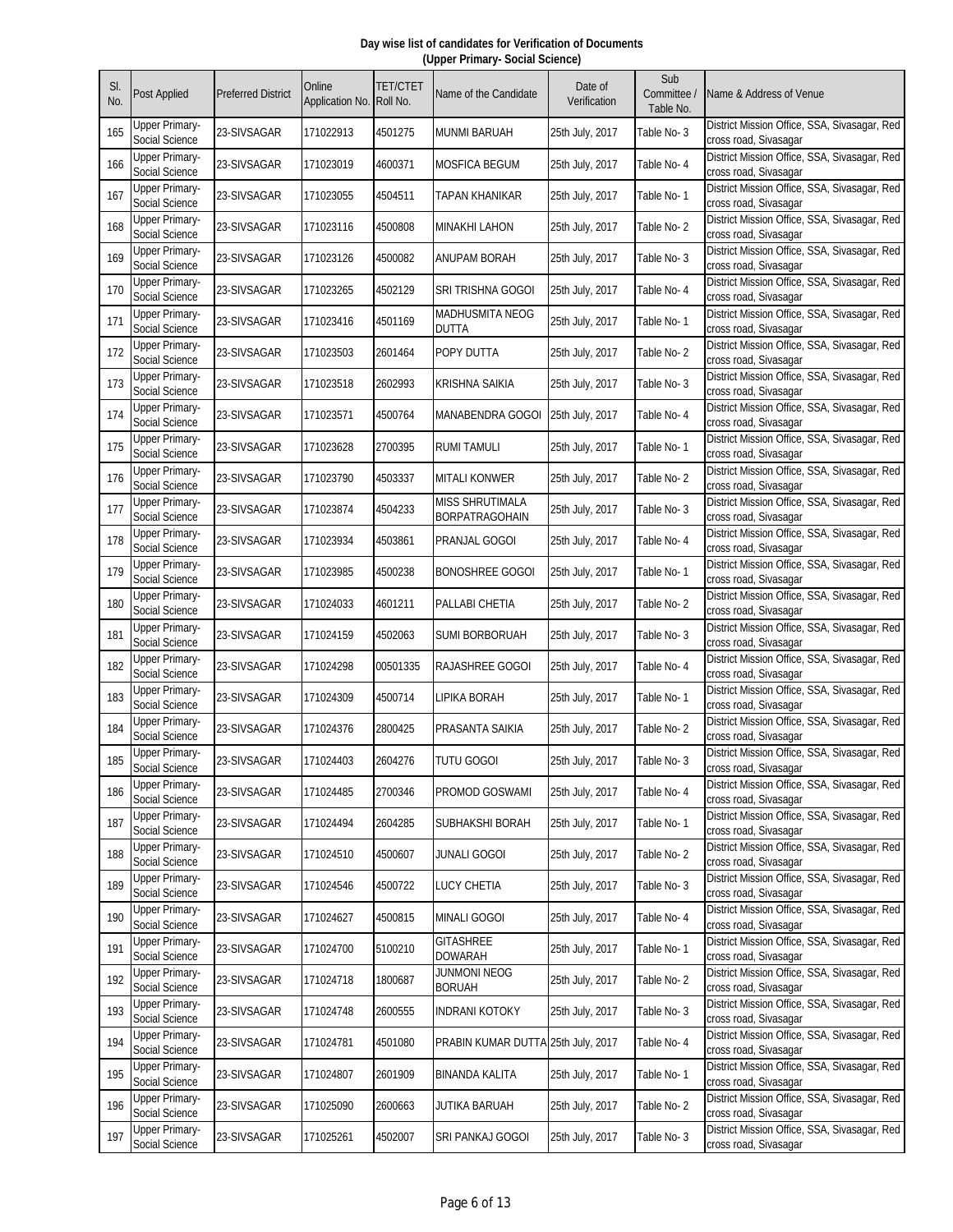**Day wise list of candidates for Verification of Documents**
**(Upper Primary- Social Science)**

| Sl. No. | Post Applied | Preferred District | Online Application No. | TET/CTET Roll No. | Name of the Candidate | Date of Verification | Sub Committee / Table No. | Name & Address of Venue |
|---|---|---|---|---|---|---|---|---|
| 165 | Upper Primary- Social Science | 23-SIVSAGAR | 171022913 | 4501275 | MUNMI BARUAH | 25th July, 2017 | Table No- 3 | District Mission Office, SSA, Sivasagar, Red cross road, Sivasagar |
| 166 | Upper Primary- Social Science | 23-SIVSAGAR | 171023019 | 4600371 | MOSFICA BEGUM | 25th July, 2017 | Table No- 4 | District Mission Office, SSA, Sivasagar, Red cross road, Sivasagar |
| 167 | Upper Primary- Social Science | 23-SIVSAGAR | 171023055 | 4504511 | TAPAN KHANIKAR | 25th July, 2017 | Table No- 1 | District Mission Office, SSA, Sivasagar, Red cross road, Sivasagar |
| 168 | Upper Primary- Social Science | 23-SIVSAGAR | 171023116 | 4500808 | MINAKHI LAHON | 25th July, 2017 | Table No- 2 | District Mission Office, SSA, Sivasagar, Red cross road, Sivasagar |
| 169 | Upper Primary- Social Science | 23-SIVSAGAR | 171023126 | 4500082 | ANUPAM BORAH | 25th July, 2017 | Table No- 3 | District Mission Office, SSA, Sivasagar, Red cross road, Sivasagar |
| 170 | Upper Primary- Social Science | 23-SIVSAGAR | 171023265 | 4502129 | SRI TRISHNA GOGOI | 25th July, 2017 | Table No- 4 | District Mission Office, SSA, Sivasagar, Red cross road, Sivasagar |
| 171 | Upper Primary- Social Science | 23-SIVSAGAR | 171023416 | 4501169 | MADHUSMITA NEOG DUTTA | 25th July, 2017 | Table No- 1 | District Mission Office, SSA, Sivasagar, Red cross road, Sivasagar |
| 172 | Upper Primary- Social Science | 23-SIVSAGAR | 171023503 | 2601464 | POPY DUTTA | 25th July, 2017 | Table No- 2 | District Mission Office, SSA, Sivasagar, Red cross road, Sivasagar |
| 173 | Upper Primary- Social Science | 23-SIVSAGAR | 171023518 | 2602993 | KRISHNA SAIKIA | 25th July, 2017 | Table No- 3 | District Mission Office, SSA, Sivasagar, Red cross road, Sivasagar |
| 174 | Upper Primary- Social Science | 23-SIVSAGAR | 171023571 | 4500764 | MANABENDRA GOGOI | 25th July, 2017 | Table No- 4 | District Mission Office, SSA, Sivasagar, Red cross road, Sivasagar |
| 175 | Upper Primary- Social Science | 23-SIVSAGAR | 171023628 | 2700395 | RUMI TAMULI | 25th July, 2017 | Table No- 1 | District Mission Office, SSA, Sivasagar, Red cross road, Sivasagar |
| 176 | Upper Primary- Social Science | 23-SIVSAGAR | 171023790 | 4503337 | MITALI KONWER | 25th July, 2017 | Table No- 2 | District Mission Office, SSA, Sivasagar, Red cross road, Sivasagar |
| 177 | Upper Primary- Social Science | 23-SIVSAGAR | 171023874 | 4504233 | MISS SHRUTIMALA BORPATRAGOHAIN | 25th July, 2017 | Table No- 3 | District Mission Office, SSA, Sivasagar, Red cross road, Sivasagar |
| 178 | Upper Primary- Social Science | 23-SIVSAGAR | 171023934 | 4503861 | PRANJAL GOGOI | 25th July, 2017 | Table No- 4 | District Mission Office, SSA, Sivasagar, Red cross road, Sivasagar |
| 179 | Upper Primary- Social Science | 23-SIVSAGAR | 171023985 | 4500238 | BONOSHREE GOGOI | 25th July, 2017 | Table No- 1 | District Mission Office, SSA, Sivasagar, Red cross road, Sivasagar |
| 180 | Upper Primary- Social Science | 23-SIVSAGAR | 171024033 | 4601211 | PALLABI CHETIA | 25th July, 2017 | Table No- 2 | District Mission Office, SSA, Sivasagar, Red cross road, Sivasagar |
| 181 | Upper Primary- Social Science | 23-SIVSAGAR | 171024159 | 4502063 | SUMI BORBORUAH | 25th July, 2017 | Table No- 3 | District Mission Office, SSA, Sivasagar, Red cross road, Sivasagar |
| 182 | Upper Primary- Social Science | 23-SIVSAGAR | 171024298 | 00501335 | RAJASHREE GOGOI | 25th July, 2017 | Table No- 4 | District Mission Office, SSA, Sivasagar, Red cross road, Sivasagar |
| 183 | Upper Primary- Social Science | 23-SIVSAGAR | 171024309 | 4500714 | LIPIKA BORAH | 25th July, 2017 | Table No- 1 | District Mission Office, SSA, Sivasagar, Red cross road, Sivasagar |
| 184 | Upper Primary- Social Science | 23-SIVSAGAR | 171024376 | 2800425 | PRASANTA SAIKIA | 25th July, 2017 | Table No- 2 | District Mission Office, SSA, Sivasagar, Red cross road, Sivasagar |
| 185 | Upper Primary- Social Science | 23-SIVSAGAR | 171024403 | 2604276 | TUTU GOGOI | 25th July, 2017 | Table No- 3 | District Mission Office, SSA, Sivasagar, Red cross road, Sivasagar |
| 186 | Upper Primary- Social Science | 23-SIVSAGAR | 171024485 | 2700346 | PROMOD GOSWAMI | 25th July, 2017 | Table No- 4 | District Mission Office, SSA, Sivasagar, Red cross road, Sivasagar |
| 187 | Upper Primary- Social Science | 23-SIVSAGAR | 171024494 | 2604285 | SUBHAKSHI BORAH | 25th July, 2017 | Table No- 1 | District Mission Office, SSA, Sivasagar, Red cross road, Sivasagar |
| 188 | Upper Primary- Social Science | 23-SIVSAGAR | 171024510 | 4500607 | JUNALI GOGOI | 25th July, 2017 | Table No- 2 | District Mission Office, SSA, Sivasagar, Red cross road, Sivasagar |
| 189 | Upper Primary- Social Science | 23-SIVSAGAR | 171024546 | 4500722 | LUCY CHETIA | 25th July, 2017 | Table No- 3 | District Mission Office, SSA, Sivasagar, Red cross road, Sivasagar |
| 190 | Upper Primary- Social Science | 23-SIVSAGAR | 171024627 | 4500815 | MINALI GOGOI | 25th July, 2017 | Table No- 4 | District Mission Office, SSA, Sivasagar, Red cross road, Sivasagar |
| 191 | Upper Primary- Social Science | 23-SIVSAGAR | 171024700 | 5100210 | GITASHREE DOWARAH | 25th July, 2017 | Table No- 1 | District Mission Office, SSA, Sivasagar, Red cross road, Sivasagar |
| 192 | Upper Primary- Social Science | 23-SIVSAGAR | 171024718 | 1800687 | JUNMONI NEOG BORUAH | 25th July, 2017 | Table No- 2 | District Mission Office, SSA, Sivasagar, Red cross road, Sivasagar |
| 193 | Upper Primary- Social Science | 23-SIVSAGAR | 171024748 | 2600555 | INDRANI KOTOKY | 25th July, 2017 | Table No- 3 | District Mission Office, SSA, Sivasagar, Red cross road, Sivasagar |
| 194 | Upper Primary- Social Science | 23-SIVSAGAR | 171024781 | 4501080 | PRABIN KUMAR DUTTA | 25th July, 2017 | Table No- 4 | District Mission Office, SSA, Sivasagar, Red cross road, Sivasagar |
| 195 | Upper Primary- Social Science | 23-SIVSAGAR | 171024807 | 2601909 | BINANDA KALITA | 25th July, 2017 | Table No- 1 | District Mission Office, SSA, Sivasagar, Red cross road, Sivasagar |
| 196 | Upper Primary- Social Science | 23-SIVSAGAR | 171025090 | 2600663 | JUTIKA BARUAH | 25th July, 2017 | Table No- 2 | District Mission Office, SSA, Sivasagar, Red cross road, Sivasagar |
| 197 | Upper Primary- Social Science | 23-SIVSAGAR | 171025261 | 4502007 | SRI PANKAJ GOGOI | 25th July, 2017 | Table No- 3 | District Mission Office, SSA, Sivasagar, Red cross road, Sivasagar |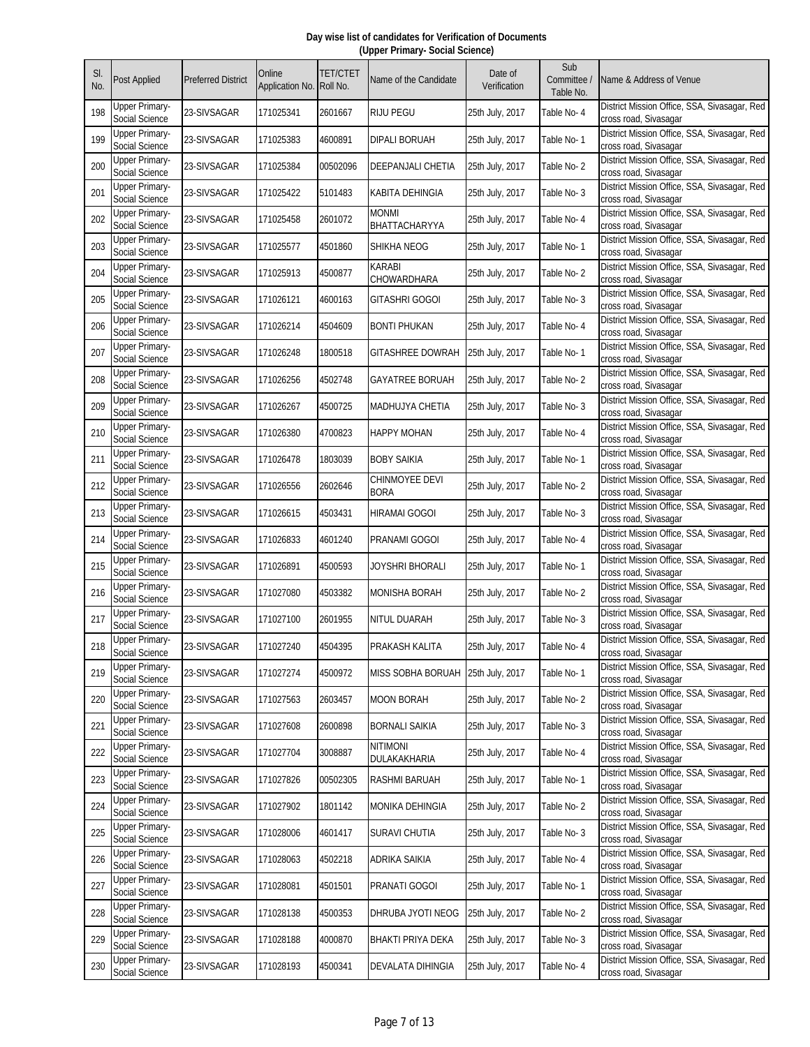**Day wise list of candidates for Verification of Documents**
**(Upper Primary- Social Science)**

| Sl. No. | Post Applied | Preferred District | Online Application No. | TET/CTET Roll No. | Name of the Candidate | Date of Verification | Sub Committee / Table No. | Name & Address of Venue |
|---|---|---|---|---|---|---|---|---|
| 198 | Upper Primary-Social Science | 23-SIVSAGAR | 171025341 | 2601667 | RIJU PEGU | 25th July, 2017 | Table No- 4 | District Mission Office, SSA, Sivasagar, Red cross road, Sivasagar |
| 199 | Upper Primary-Social Science | 23-SIVSAGAR | 171025383 | 4600891 | DIPALI BORUAH | 25th July, 2017 | Table No- 1 | District Mission Office, SSA, Sivasagar, Red cross road, Sivasagar |
| 200 | Upper Primary-Social Science | 23-SIVSAGAR | 171025384 | 00502096 | DEEPANJALI CHETIA | 25th July, 2017 | Table No- 2 | District Mission Office, SSA, Sivasagar, Red cross road, Sivasagar |
| 201 | Upper Primary-Social Science | 23-SIVSAGAR | 171025422 | 5101483 | KABITA DEHINGIA | 25th July, 2017 | Table No- 3 | District Mission Office, SSA, Sivasagar, Red cross road, Sivasagar |
| 202 | Upper Primary-Social Science | 23-SIVSAGAR | 171025458 | 2601072 | MONMI BHATTACHARYYA | 25th July, 2017 | Table No- 4 | District Mission Office, SSA, Sivasagar, Red cross road, Sivasagar |
| 203 | Upper Primary-Social Science | 23-SIVSAGAR | 171025577 | 4501860 | SHIKHA NEOG | 25th July, 2017 | Table No- 1 | District Mission Office, SSA, Sivasagar, Red cross road, Sivasagar |
| 204 | Upper Primary-Social Science | 23-SIVSAGAR | 171025913 | 4500877 | KARABI CHOWARDHARA | 25th July, 2017 | Table No- 2 | District Mission Office, SSA, Sivasagar, Red cross road, Sivasagar |
| 205 | Upper Primary-Social Science | 23-SIVSAGAR | 171026121 | 4600163 | GITASHRI GOGOI | 25th July, 2017 | Table No- 3 | District Mission Office, SSA, Sivasagar, Red cross road, Sivasagar |
| 206 | Upper Primary-Social Science | 23-SIVSAGAR | 171026214 | 4504609 | BONTI PHUKAN | 25th July, 2017 | Table No- 4 | District Mission Office, SSA, Sivasagar, Red cross road, Sivasagar |
| 207 | Upper Primary-Social Science | 23-SIVSAGAR | 171026248 | 1800518 | GITASHREE DOWRAH | 25th July, 2017 | Table No- 1 | District Mission Office, SSA, Sivasagar, Red cross road, Sivasagar |
| 208 | Upper Primary-Social Science | 23-SIVSAGAR | 171026256 | 4502748 | GAYATREE BORUAH | 25th July, 2017 | Table No- 2 | District Mission Office, SSA, Sivasagar, Red cross road, Sivasagar |
| 209 | Upper Primary-Social Science | 23-SIVSAGAR | 171026267 | 4500725 | MADHUJYA CHETIA | 25th July, 2017 | Table No- 3 | District Mission Office, SSA, Sivasagar, Red cross road, Sivasagar |
| 210 | Upper Primary-Social Science | 23-SIVSAGAR | 171026380 | 4700823 | HAPPY MOHAN | 25th July, 2017 | Table No- 4 | District Mission Office, SSA, Sivasagar, Red cross road, Sivasagar |
| 211 | Upper Primary-Social Science | 23-SIVSAGAR | 171026478 | 1803039 | BOBY SAIKIA | 25th July, 2017 | Table No- 1 | District Mission Office, SSA, Sivasagar, Red cross road, Sivasagar |
| 212 | Upper Primary-Social Science | 23-SIVSAGAR | 171026556 | 2602646 | CHINMOYEE DEVI BORA | 25th July, 2017 | Table No- 2 | District Mission Office, SSA, Sivasagar, Red cross road, Sivasagar |
| 213 | Upper Primary-Social Science | 23-SIVSAGAR | 171026615 | 4503431 | HIRAMAI GOGOI | 25th July, 2017 | Table No- 3 | District Mission Office, SSA, Sivasagar, Red cross road, Sivasagar |
| 214 | Upper Primary-Social Science | 23-SIVSAGAR | 171026833 | 4601240 | PRANAMI GOGOI | 25th July, 2017 | Table No- 4 | District Mission Office, SSA, Sivasagar, Red cross road, Sivasagar |
| 215 | Upper Primary-Social Science | 23-SIVSAGAR | 171026891 | 4500593 | JOYSHRI BHORALI | 25th July, 2017 | Table No- 1 | District Mission Office, SSA, Sivasagar, Red cross road, Sivasagar |
| 216 | Upper Primary-Social Science | 23-SIVSAGAR | 171027080 | 4503382 | MONISHA BORAH | 25th July, 2017 | Table No- 2 | District Mission Office, SSA, Sivasagar, Red cross road, Sivasagar |
| 217 | Upper Primary-Social Science | 23-SIVSAGAR | 171027100 | 2601955 | NITUL DUARAH | 25th July, 2017 | Table No- 3 | District Mission Office, SSA, Sivasagar, Red cross road, Sivasagar |
| 218 | Upper Primary-Social Science | 23-SIVSAGAR | 171027240 | 4504395 | PRAKASH KALITA | 25th July, 2017 | Table No- 4 | District Mission Office, SSA, Sivasagar, Red cross road, Sivasagar |
| 219 | Upper Primary-Social Science | 23-SIVSAGAR | 171027274 | 4500972 | MISS SOBHA BORUAH | 25th July, 2017 | Table No- 1 | District Mission Office, SSA, Sivasagar, Red cross road, Sivasagar |
| 220 | Upper Primary-Social Science | 23-SIVSAGAR | 171027563 | 2603457 | MOON BORAH | 25th July, 2017 | Table No- 2 | District Mission Office, SSA, Sivasagar, Red cross road, Sivasagar |
| 221 | Upper Primary-Social Science | 23-SIVSAGAR | 171027608 | 2600898 | BORNALI SAIKIA | 25th July, 2017 | Table No- 3 | District Mission Office, SSA, Sivasagar, Red cross road, Sivasagar |
| 222 | Upper Primary-Social Science | 23-SIVSAGAR | 171027704 | 3008887 | NITIMONI DULAKAKHARIA | 25th July, 2017 | Table No- 4 | District Mission Office, SSA, Sivasagar, Red cross road, Sivasagar |
| 223 | Upper Primary-Social Science | 23-SIVSAGAR | 171027826 | 00502305 | RASHMI BARUAH | 25th July, 2017 | Table No- 1 | District Mission Office, SSA, Sivasagar, Red cross road, Sivasagar |
| 224 | Upper Primary-Social Science | 23-SIVSAGAR | 171027902 | 1801142 | MONIKA DEHINGIA | 25th July, 2017 | Table No- 2 | District Mission Office, SSA, Sivasagar, Red cross road, Sivasagar |
| 225 | Upper Primary-Social Science | 23-SIVSAGAR | 171028006 | 4601417 | SURAVI CHUTIA | 25th July, 2017 | Table No- 3 | District Mission Office, SSA, Sivasagar, Red cross road, Sivasagar |
| 226 | Upper Primary-Social Science | 23-SIVSAGAR | 171028063 | 4502218 | ADRIKA SAIKIA | 25th July, 2017 | Table No- 4 | District Mission Office, SSA, Sivasagar, Red cross road, Sivasagar |
| 227 | Upper Primary-Social Science | 23-SIVSAGAR | 171028081 | 4501501 | PRANATI GOGOI | 25th July, 2017 | Table No- 1 | District Mission Office, SSA, Sivasagar, Red cross road, Sivasagar |
| 228 | Upper Primary-Social Science | 23-SIVSAGAR | 171028138 | 4500353 | DHRUBA JYOTI NEOG | 25th July, 2017 | Table No- 2 | District Mission Office, SSA, Sivasagar, Red cross road, Sivasagar |
| 229 | Upper Primary-Social Science | 23-SIVSAGAR | 171028188 | 4000870 | BHAKTI PRIYA DEKA | 25th July, 2017 | Table No- 3 | District Mission Office, SSA, Sivasagar, Red cross road, Sivasagar |
| 230 | Upper Primary-Social Science | 23-SIVSAGAR | 171028193 | 4500341 | DEVALATA DIHINGIA | 25th July, 2017 | Table No- 4 | District Mission Office, SSA, Sivasagar, Red cross road, Sivasagar |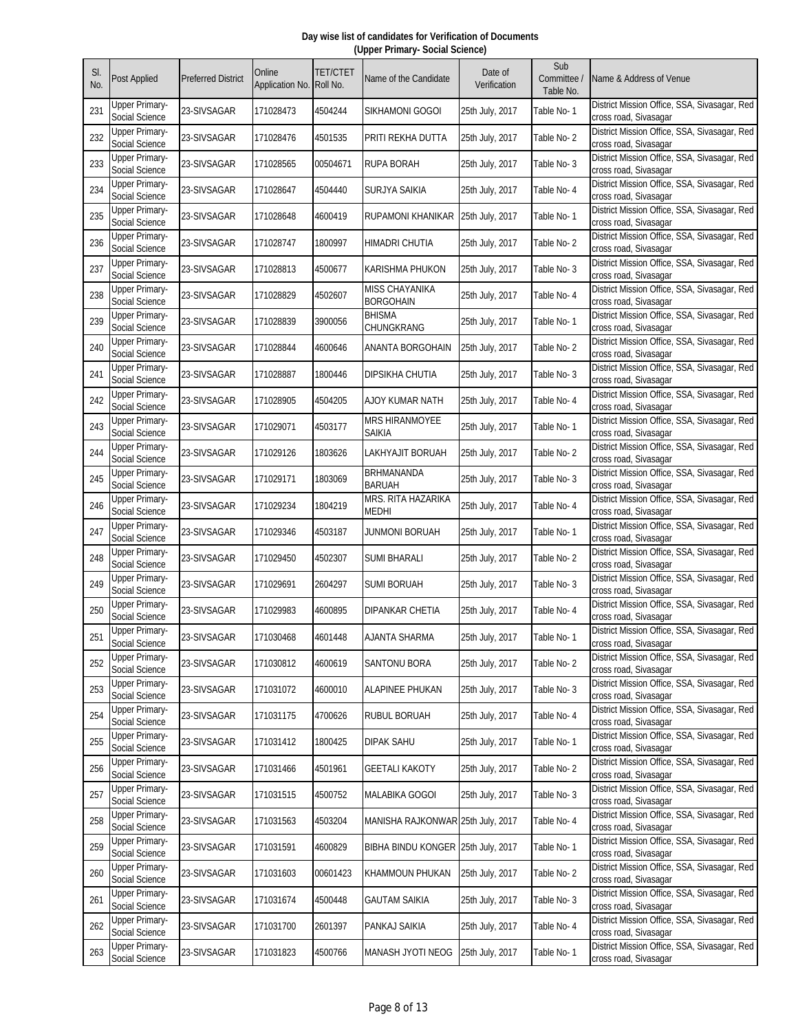**Day wise list of candidates for Verification of Documents**
**(Upper Primary- Social Science)**

| Sl. No. | Post Applied | Preferred District | Online Application No. | TET/CTET Roll No. | Name of the Candidate | Date of Verification | Sub Committee / Table No. | Name & Address of Venue |
|---|---|---|---|---|---|---|---|---|
| 231 | Upper Primary-Social Science | 23-SIVSAGAR | 171028473 | 4504244 | SIKHAMONI GOGOI | 25th July, 2017 | Table No- 1 | District Mission Office, SSA, Sivasagar, Red cross road, Sivasagar |
| 232 | Upper Primary-Social Science | 23-SIVSAGAR | 171028476 | 4501535 | PRITI REKHA DUTTA | 25th July, 2017 | Table No- 2 | District Mission Office, SSA, Sivasagar, Red cross road, Sivasagar |
| 233 | Upper Primary-Social Science | 23-SIVSAGAR | 171028565 | 00504671 | RUPA BORAH | 25th July, 2017 | Table No- 3 | District Mission Office, SSA, Sivasagar, Red cross road, Sivasagar |
| 234 | Upper Primary-Social Science | 23-SIVSAGAR | 171028647 | 4504440 | SURJYA SAIKIA | 25th July, 2017 | Table No- 4 | District Mission Office, SSA, Sivasagar, Red cross road, Sivasagar |
| 235 | Upper Primary-Social Science | 23-SIVSAGAR | 171028648 | 4600419 | RUPAMONI KHANIKAR | 25th July, 2017 | Table No- 1 | District Mission Office, SSA, Sivasagar, Red cross road, Sivasagar |
| 236 | Upper Primary-Social Science | 23-SIVSAGAR | 171028747 | 1800997 | HIMADRI CHUTIA | 25th July, 2017 | Table No- 2 | District Mission Office, SSA, Sivasagar, Red cross road, Sivasagar |
| 237 | Upper Primary-Social Science | 23-SIVSAGAR | 171028813 | 4500677 | KARISHMA PHUKON | 25th July, 2017 | Table No- 3 | District Mission Office, SSA, Sivasagar, Red cross road, Sivasagar |
| 238 | Upper Primary-Social Science | 23-SIVSAGAR | 171028829 | 4502607 | MISS CHAYANIKA BORGOHAIN | 25th July, 2017 | Table No- 4 | District Mission Office, SSA, Sivasagar, Red cross road, Sivasagar |
| 239 | Upper Primary-Social Science | 23-SIVSAGAR | 171028839 | 3900056 | BHISMA CHUNGKRANG | 25th July, 2017 | Table No- 1 | District Mission Office, SSA, Sivasagar, Red cross road, Sivasagar |
| 240 | Upper Primary-Social Science | 23-SIVSAGAR | 171028844 | 4600646 | ANANTA BORGOHAIN | 25th July, 2017 | Table No- 2 | District Mission Office, SSA, Sivasagar, Red cross road, Sivasagar |
| 241 | Upper Primary-Social Science | 23-SIVSAGAR | 171028887 | 1800446 | DIPSIKHA CHUTIA | 25th July, 2017 | Table No- 3 | District Mission Office, SSA, Sivasagar, Red cross road, Sivasagar |
| 242 | Upper Primary-Social Science | 23-SIVSAGAR | 171028905 | 4504205 | AJOY KUMAR NATH | 25th July, 2017 | Table No- 4 | District Mission Office, SSA, Sivasagar, Red cross road, Sivasagar |
| 243 | Upper Primary-Social Science | 23-SIVSAGAR | 171029071 | 4503177 | MRS HIRANMOYEE SAIKIA | 25th July, 2017 | Table No- 1 | District Mission Office, SSA, Sivasagar, Red cross road, Sivasagar |
| 244 | Upper Primary-Social Science | 23-SIVSAGAR | 171029126 | 1803626 | LAKHYAJIT BORUAH | 25th July, 2017 | Table No- 2 | District Mission Office, SSA, Sivasagar, Red cross road, Sivasagar |
| 245 | Upper Primary-Social Science | 23-SIVSAGAR | 171029171 | 1803069 | BRHMANANDA BARUAH | 25th July, 2017 | Table No- 3 | District Mission Office, SSA, Sivasagar, Red cross road, Sivasagar |
| 246 | Upper Primary-Social Science | 23-SIVSAGAR | 171029234 | 1804219 | MRS. RITA HAZARIKA MEDHI | 25th July, 2017 | Table No- 4 | District Mission Office, SSA, Sivasagar, Red cross road, Sivasagar |
| 247 | Upper Primary-Social Science | 23-SIVSAGAR | 171029346 | 4503187 | JUNMONI BORUAH | 25th July, 2017 | Table No- 1 | District Mission Office, SSA, Sivasagar, Red cross road, Sivasagar |
| 248 | Upper Primary-Social Science | 23-SIVSAGAR | 171029450 | 4502307 | SUMI BHARALI | 25th July, 2017 | Table No- 2 | District Mission Office, SSA, Sivasagar, Red cross road, Sivasagar |
| 249 | Upper Primary-Social Science | 23-SIVSAGAR | 171029691 | 2604297 | SUMI BORUAH | 25th July, 2017 | Table No- 3 | District Mission Office, SSA, Sivasagar, Red cross road, Sivasagar |
| 250 | Upper Primary-Social Science | 23-SIVSAGAR | 171029983 | 4600895 | DIPANKAR CHETIA | 25th July, 2017 | Table No- 4 | District Mission Office, SSA, Sivasagar, Red cross road, Sivasagar |
| 251 | Upper Primary-Social Science | 23-SIVSAGAR | 171030468 | 4601448 | AJANTA SHARMA | 25th July, 2017 | Table No- 1 | District Mission Office, SSA, Sivasagar, Red cross road, Sivasagar |
| 252 | Upper Primary-Social Science | 23-SIVSAGAR | 171030812 | 4600619 | SANTONU BORA | 25th July, 2017 | Table No- 2 | District Mission Office, SSA, Sivasagar, Red cross road, Sivasagar |
| 253 | Upper Primary-Social Science | 23-SIVSAGAR | 171031072 | 4600010 | ALAPINEE PHUKAN | 25th July, 2017 | Table No- 3 | District Mission Office, SSA, Sivasagar, Red cross road, Sivasagar |
| 254 | Upper Primary-Social Science | 23-SIVSAGAR | 171031175 | 4700626 | RUBUL BORUAH | 25th July, 2017 | Table No- 4 | District Mission Office, SSA, Sivasagar, Red cross road, Sivasagar |
| 255 | Upper Primary-Social Science | 23-SIVSAGAR | 171031412 | 1800425 | DIPAK SAHU | 25th July, 2017 | Table No- 1 | District Mission Office, SSA, Sivasagar, Red cross road, Sivasagar |
| 256 | Upper Primary-Social Science | 23-SIVSAGAR | 171031466 | 4501961 | GEETALI KAKOTY | 25th July, 2017 | Table No- 2 | District Mission Office, SSA, Sivasagar, Red cross road, Sivasagar |
| 257 | Upper Primary-Social Science | 23-SIVSAGAR | 171031515 | 4500752 | MALABIKA GOGOI | 25th July, 2017 | Table No- 3 | District Mission Office, SSA, Sivasagar, Red cross road, Sivasagar |
| 258 | Upper Primary-Social Science | 23-SIVSAGAR | 171031563 | 4503204 | MANISHA RAJKONWAR | 25th July, 2017 | Table No- 4 | District Mission Office, SSA, Sivasagar, Red cross road, Sivasagar |
| 259 | Upper Primary-Social Science | 23-SIVSAGAR | 171031591 | 4600829 | BIBHA BINDU KONGER | 25th July, 2017 | Table No- 1 | District Mission Office, SSA, Sivasagar, Red cross road, Sivasagar |
| 260 | Upper Primary-Social Science | 23-SIVSAGAR | 171031603 | 00601423 | KHAMMOUN PHUKAN | 25th July, 2017 | Table No- 2 | District Mission Office, SSA, Sivasagar, Red cross road, Sivasagar |
| 261 | Upper Primary-Social Science | 23-SIVSAGAR | 171031674 | 4500448 | GAUTAM SAIKIA | 25th July, 2017 | Table No- 3 | District Mission Office, SSA, Sivasagar, Red cross road, Sivasagar |
| 262 | Upper Primary-Social Science | 23-SIVSAGAR | 171031700 | 2601397 | PANKAJ SAIKIA | 25th July, 2017 | Table No- 4 | District Mission Office, SSA, Sivasagar, Red cross road, Sivasagar |
| 263 | Upper Primary-Social Science | 23-SIVSAGAR | 171031823 | 4500766 | MANASH JYOTI NEOG | 25th July, 2017 | Table No- 1 | District Mission Office, SSA, Sivasagar, Red cross road, Sivasagar |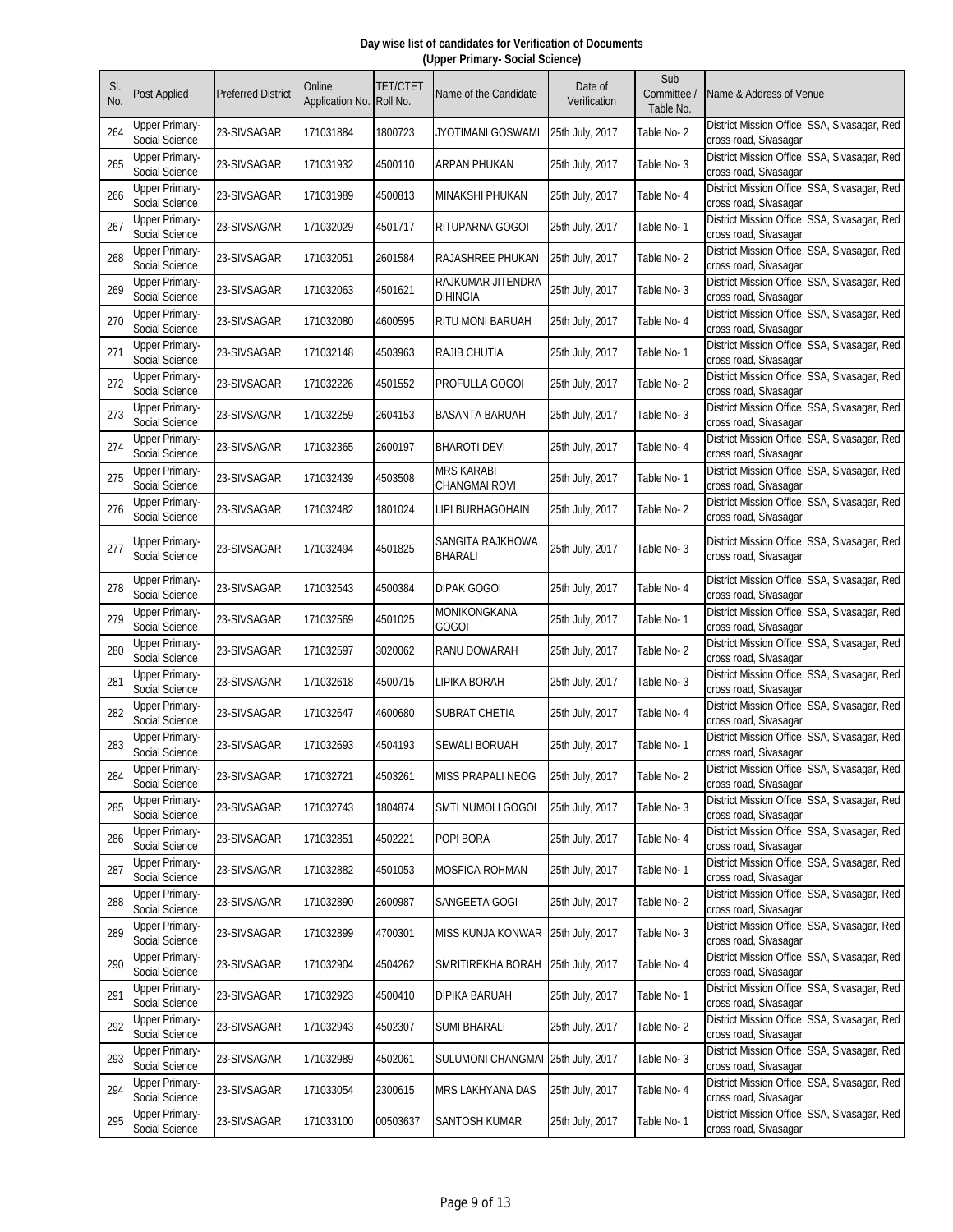# Day wise list of candidates for Verification of Documents
## (Upper Primary- Social Science)

| Sl. No. | Post Applied | Preferred District | Online Application No. | TET/CTET Roll No. | Name of the Candidate | Date of Verification | Sub Committee / Table No. | Name & Address of Venue |
|---|---|---|---|---|---|---|---|---|
| 264 | Upper Primary- Social Science | 23-SIVSAGAR | 171031884 | 1800723 | JYOTIMANI GOSWAMI | 25th July, 2017 | Table No- 2 | District Mission Office, SSA, Sivasagar, Red cross road, Sivasagar |
| 265 | Upper Primary- Social Science | 23-SIVSAGAR | 171031932 | 4500110 | ARPAN PHUKAN | 25th July, 2017 | Table No- 3 | District Mission Office, SSA, Sivasagar, Red cross road, Sivasagar |
| 266 | Upper Primary- Social Science | 23-SIVSAGAR | 171031989 | 4500813 | MINAKSHI PHUKAN | 25th July, 2017 | Table No- 4 | District Mission Office, SSA, Sivasagar, Red cross road, Sivasagar |
| 267 | Upper Primary- Social Science | 23-SIVSAGAR | 171032029 | 4501717 | RITUPARNA GOGOI | 25th July, 2017 | Table No- 1 | District Mission Office, SSA, Sivasagar, Red cross road, Sivasagar |
| 268 | Upper Primary- Social Science | 23-SIVSAGAR | 171032051 | 2601584 | RAJASHREE PHUKAN | 25th July, 2017 | Table No- 2 | District Mission Office, SSA, Sivasagar, Red cross road, Sivasagar |
| 269 | Upper Primary- Social Science | 23-SIVSAGAR | 171032063 | 4501621 | RAJKUMAR JITENDRA DIHINGIA | 25th July, 2017 | Table No- 3 | District Mission Office, SSA, Sivasagar, Red cross road, Sivasagar |
| 270 | Upper Primary- Social Science | 23-SIVSAGAR | 171032080 | 4600595 | RITU MONI BARUAH | 25th July, 2017 | Table No- 4 | District Mission Office, SSA, Sivasagar, Red cross road, Sivasagar |
| 271 | Upper Primary- Social Science | 23-SIVSAGAR | 171032148 | 4503963 | RAJIB CHUTIA | 25th July, 2017 | Table No- 1 | District Mission Office, SSA, Sivasagar, Red cross road, Sivasagar |
| 272 | Upper Primary- Social Science | 23-SIVSAGAR | 171032226 | 4501552 | PROFULLA GOGOI | 25th July, 2017 | Table No- 2 | District Mission Office, SSA, Sivasagar, Red cross road, Sivasagar |
| 273 | Upper Primary- Social Science | 23-SIVSAGAR | 171032259 | 2604153 | BASANTA BARUAH | 25th July, 2017 | Table No- 3 | District Mission Office, SSA, Sivasagar, Red cross road, Sivasagar |
| 274 | Upper Primary- Social Science | 23-SIVSAGAR | 171032365 | 2600197 | BHAROTI DEVI | 25th July, 2017 | Table No- 4 | District Mission Office, SSA, Sivasagar, Red cross road, Sivasagar |
| 275 | Upper Primary- Social Science | 23-SIVSAGAR | 171032439 | 4503508 | MRS KARABI CHANGMAI ROVI | 25th July, 2017 | Table No- 1 | District Mission Office, SSA, Sivasagar, Red cross road, Sivasagar |
| 276 | Upper Primary- Social Science | 23-SIVSAGAR | 171032482 | 1801024 | LIPI BURHAGOHAIN | 25th July, 2017 | Table No- 2 | District Mission Office, SSA, Sivasagar, Red cross road, Sivasagar |
| 277 | Upper Primary- Social Science | 23-SIVSAGAR | 171032494 | 4501825 | SANGITA RAJKHOWA BHARALI | 25th July, 2017 | Table No- 3 | District Mission Office, SSA, Sivasagar, Red cross road, Sivasagar |
| 278 | Upper Primary- Social Science | 23-SIVSAGAR | 171032543 | 4500384 | DIPAK GOGOI | 25th July, 2017 | Table No- 4 | District Mission Office, SSA, Sivasagar, Red cross road, Sivasagar |
| 279 | Upper Primary- Social Science | 23-SIVSAGAR | 171032569 | 4501025 | MONIKONGKANA GOGOI | 25th July, 2017 | Table No- 1 | District Mission Office, SSA, Sivasagar, Red cross road, Sivasagar |
| 280 | Upper Primary- Social Science | 23-SIVSAGAR | 171032597 | 3020062 | RANU DOWARAH | 25th July, 2017 | Table No- 2 | District Mission Office, SSA, Sivasagar, Red cross road, Sivasagar |
| 281 | Upper Primary- Social Science | 23-SIVSAGAR | 171032618 | 4500715 | LIPIKA BORAH | 25th July, 2017 | Table No- 3 | District Mission Office, SSA, Sivasagar, Red cross road, Sivasagar |
| 282 | Upper Primary- Social Science | 23-SIVSAGAR | 171032647 | 4600680 | SUBRAT CHETIA | 25th July, 2017 | Table No- 4 | District Mission Office, SSA, Sivasagar, Red cross road, Sivasagar |
| 283 | Upper Primary- Social Science | 23-SIVSAGAR | 171032693 | 4504193 | SEWALI BORUAH | 25th July, 2017 | Table No- 1 | District Mission Office, SSA, Sivasagar, Red cross road, Sivasagar |
| 284 | Upper Primary- Social Science | 23-SIVSAGAR | 171032721 | 4503261 | MISS PRAPALI NEOG | 25th July, 2017 | Table No- 2 | District Mission Office, SSA, Sivasagar, Red cross road, Sivasagar |
| 285 | Upper Primary- Social Science | 23-SIVSAGAR | 171032743 | 1804874 | SMTI NUMOLI GOGOI | 25th July, 2017 | Table No- 3 | District Mission Office, SSA, Sivasagar, Red cross road, Sivasagar |
| 286 | Upper Primary- Social Science | 23-SIVSAGAR | 171032851 | 4502221 | POPI BORA | 25th July, 2017 | Table No- 4 | District Mission Office, SSA, Sivasagar, Red cross road, Sivasagar |
| 287 | Upper Primary- Social Science | 23-SIVSAGAR | 171032882 | 4501053 | MOSFICA ROHMAN | 25th July, 2017 | Table No- 1 | District Mission Office, SSA, Sivasagar, Red cross road, Sivasagar |
| 288 | Upper Primary- Social Science | 23-SIVSAGAR | 171032890 | 2600987 | SANGEETA GOGI | 25th July, 2017 | Table No- 2 | District Mission Office, SSA, Sivasagar, Red cross road, Sivasagar |
| 289 | Upper Primary- Social Science | 23-SIVSAGAR | 171032899 | 4700301 | MISS KUNJA KONWAR | 25th July, 2017 | Table No- 3 | District Mission Office, SSA, Sivasagar, Red cross road, Sivasagar |
| 290 | Upper Primary- Social Science | 23-SIVSAGAR | 171032904 | 4504262 | SMRITIREKHA BORAH | 25th July, 2017 | Table No- 4 | District Mission Office, SSA, Sivasagar, Red cross road, Sivasagar |
| 291 | Upper Primary- Social Science | 23-SIVSAGAR | 171032923 | 4500410 | DIPIKA BARUAH | 25th July, 2017 | Table No- 1 | District Mission Office, SSA, Sivasagar, Red cross road, Sivasagar |
| 292 | Upper Primary- Social Science | 23-SIVSAGAR | 171032943 | 4502307 | SUMI BHARALI | 25th July, 2017 | Table No- 2 | District Mission Office, SSA, Sivasagar, Red cross road, Sivasagar |
| 293 | Upper Primary- Social Science | 23-SIVSAGAR | 171032989 | 4502061 | SULUMONI CHANGMAI | 25th July, 2017 | Table No- 3 | District Mission Office, SSA, Sivasagar, Red cross road, Sivasagar |
| 294 | Upper Primary- Social Science | 23-SIVSAGAR | 171033054 | 2300615 | MRS LAKHYANA DAS | 25th July, 2017 | Table No- 4 | District Mission Office, SSA, Sivasagar, Red cross road, Sivasagar |
| 295 | Upper Primary- Social Science | 23-SIVSAGAR | 171033100 | 00503637 | SANTOSH KUMAR | 25th July, 2017 | Table No- 1 | District Mission Office, SSA, Sivasagar, Red cross road, Sivasagar |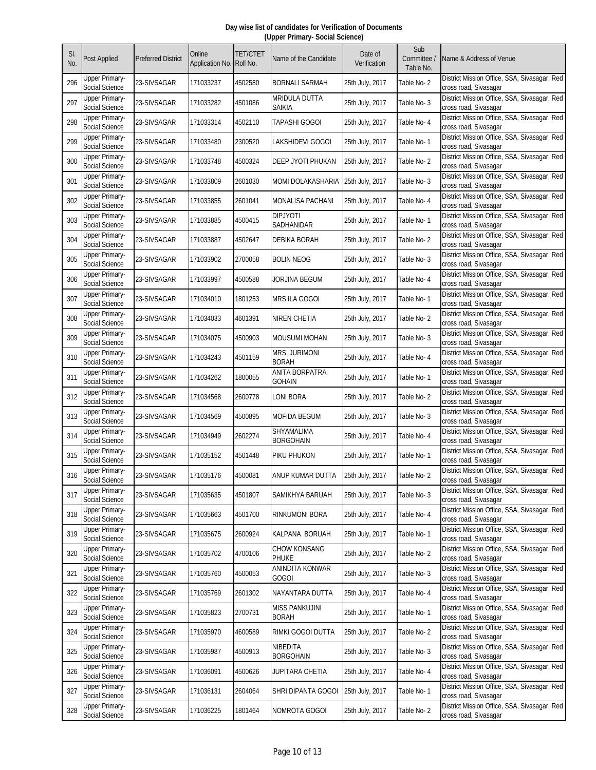**Day wise list of candidates for Verification of Documents**
**(Upper Primary- Social Science)**

| Sl. No. | Post Applied | Preferred District | Online Application No. | TET/CTET Roll No. | Name of the Candidate | Date of Verification | Sub Committee / Table No. | Name & Address of Venue |
|---|---|---|---|---|---|---|---|---|
| 296 | Upper Primary-Social Science | 23-SIVSAGAR | 171033237 | 4502580 | BORNALI SARMAH | 25th July, 2017 | Table No- 2 | District Mission Office, SSA, Sivasagar, Red cross road, Sivasagar |
| 297 | Upper Primary-Social Science | 23-SIVSAGAR | 171033282 | 4501086 | MRIDULA DUTTA SAIKIA | 25th July, 2017 | Table No- 3 | District Mission Office, SSA, Sivasagar, Red cross road, Sivasagar |
| 298 | Upper Primary-Social Science | 23-SIVSAGAR | 171033314 | 4502110 | TAPASHI GOGOI | 25th July, 2017 | Table No- 4 | District Mission Office, SSA, Sivasagar, Red cross road, Sivasagar |
| 299 | Upper Primary-Social Science | 23-SIVSAGAR | 171033480 | 2300520 | LAKSHIDEVI GOGOI | 25th July, 2017 | Table No- 1 | District Mission Office, SSA, Sivasagar, Red cross road, Sivasagar |
| 300 | Upper Primary-Social Science | 23-SIVSAGAR | 171033748 | 4500324 | DEEP JYOTI PHUKAN | 25th July, 2017 | Table No- 2 | District Mission Office, SSA, Sivasagar, Red cross road, Sivasagar |
| 301 | Upper Primary-Social Science | 23-SIVSAGAR | 171033809 | 2601030 | MOMI DOLAKASHARIA | 25th July, 2017 | Table No- 3 | District Mission Office, SSA, Sivasagar, Red cross road, Sivasagar |
| 302 | Upper Primary-Social Science | 23-SIVSAGAR | 171033855 | 2601041 | MONALISA PACHANI | 25th July, 2017 | Table No- 4 | District Mission Office, SSA, Sivasagar, Red cross road, Sivasagar |
| 303 | Upper Primary-Social Science | 23-SIVSAGAR | 171033885 | 4500415 | DIPJYOTI SADHANIDAR | 25th July, 2017 | Table No- 1 | District Mission Office, SSA, Sivasagar, Red cross road, Sivasagar |
| 304 | Upper Primary-Social Science | 23-SIVSAGAR | 171033887 | 4502647 | DEBIKA BORAH | 25th July, 2017 | Table No- 2 | District Mission Office, SSA, Sivasagar, Red cross road, Sivasagar |
| 305 | Upper Primary-Social Science | 23-SIVSAGAR | 171033902 | 2700058 | BOLIN NEOG | 25th July, 2017 | Table No- 3 | District Mission Office, SSA, Sivasagar, Red cross road, Sivasagar |
| 306 | Upper Primary-Social Science | 23-SIVSAGAR | 171033997 | 4500588 | JORJINA BEGUM | 25th July, 2017 | Table No- 4 | District Mission Office, SSA, Sivasagar, Red cross road, Sivasagar |
| 307 | Upper Primary-Social Science | 23-SIVSAGAR | 171034010 | 1801253 | MRS ILA GOGOI | 25th July, 2017 | Table No- 1 | District Mission Office, SSA, Sivasagar, Red cross road, Sivasagar |
| 308 | Upper Primary-Social Science | 23-SIVSAGAR | 171034033 | 4601391 | NIREN CHETIA | 25th July, 2017 | Table No- 2 | District Mission Office, SSA, Sivasagar, Red cross road, Sivasagar |
| 309 | Upper Primary-Social Science | 23-SIVSAGAR | 171034075 | 4500903 | MOUSUMI MOHAN | 25th July, 2017 | Table No- 3 | District Mission Office, SSA, Sivasagar, Red cross road, Sivasagar |
| 310 | Upper Primary-Social Science | 23-SIVSAGAR | 171034243 | 4501159 | MRS. JURIMONI BORAH | 25th July, 2017 | Table No- 4 | District Mission Office, SSA, Sivasagar, Red cross road, Sivasagar |
| 311 | Upper Primary-Social Science | 23-SIVSAGAR | 171034262 | 1800055 | ANITA BORPATRA GOHAIN | 25th July, 2017 | Table No- 1 | District Mission Office, SSA, Sivasagar, Red cross road, Sivasagar |
| 312 | Upper Primary-Social Science | 23-SIVSAGAR | 171034568 | 2600778 | LONI BORA | 25th July, 2017 | Table No- 2 | District Mission Office, SSA, Sivasagar, Red cross road, Sivasagar |
| 313 | Upper Primary-Social Science | 23-SIVSAGAR | 171034569 | 4500895 | MOFIDA BEGUM | 25th July, 2017 | Table No- 3 | District Mission Office, SSA, Sivasagar, Red cross road, Sivasagar |
| 314 | Upper Primary-Social Science | 23-SIVSAGAR | 171034949 | 2602274 | SHYAMALIMA BORGOHAIN | 25th July, 2017 | Table No- 4 | District Mission Office, SSA, Sivasagar, Red cross road, Sivasagar |
| 315 | Upper Primary-Social Science | 23-SIVSAGAR | 171035152 | 4501448 | PIKU PHUKON | 25th July, 2017 | Table No- 1 | District Mission Office, SSA, Sivasagar, Red cross road, Sivasagar |
| 316 | Upper Primary-Social Science | 23-SIVSAGAR | 171035176 | 4500081 | ANUP KUMAR DUTTA | 25th July, 2017 | Table No- 2 | District Mission Office, SSA, Sivasagar, Red cross road, Sivasagar |
| 317 | Upper Primary-Social Science | 23-SIVSAGAR | 171035635 | 4501807 | SAMIKHYA BARUAH | 25th July, 2017 | Table No- 3 | District Mission Office, SSA, Sivasagar, Red cross road, Sivasagar |
| 318 | Upper Primary-Social Science | 23-SIVSAGAR | 171035663 | 4501700 | RINKUMONI BORA | 25th July, 2017 | Table No- 4 | District Mission Office, SSA, Sivasagar, Red cross road, Sivasagar |
| 319 | Upper Primary-Social Science | 23-SIVSAGAR | 171035675 | 2600924 | KALPANA BORUAH | 25th July, 2017 | Table No- 1 | District Mission Office, SSA, Sivasagar, Red cross road, Sivasagar |
| 320 | Upper Primary-Social Science | 23-SIVSAGAR | 171035702 | 4700106 | CHOW KONSANG PHUKE | 25th July, 2017 | Table No- 2 | District Mission Office, SSA, Sivasagar, Red cross road, Sivasagar |
| 321 | Upper Primary-Social Science | 23-SIVSAGAR | 171035760 | 4500053 | ANINDITA KONWAR GOGOI | 25th July, 2017 | Table No- 3 | District Mission Office, SSA, Sivasagar, Red cross road, Sivasagar |
| 322 | Upper Primary-Social Science | 23-SIVSAGAR | 171035769 | 2601302 | NAYANTARA DUTTA | 25th July, 2017 | Table No- 4 | District Mission Office, SSA, Sivasagar, Red cross road, Sivasagar |
| 323 | Upper Primary-Social Science | 23-SIVSAGAR | 171035823 | 2700731 | MISS PANKUJINI BORAH | 25th July, 2017 | Table No- 1 | District Mission Office, SSA, Sivasagar, Red cross road, Sivasagar |
| 324 | Upper Primary-Social Science | 23-SIVSAGAR | 171035970 | 4600589 | RIMKI GOGOI DUTTA | 25th July, 2017 | Table No- 2 | District Mission Office, SSA, Sivasagar, Red cross road, Sivasagar |
| 325 | Upper Primary-Social Science | 23-SIVSAGAR | 171035987 | 4500913 | NIBEDITA BORGOHAIN | 25th July, 2017 | Table No- 3 | District Mission Office, SSA, Sivasagar, Red cross road, Sivasagar |
| 326 | Upper Primary-Social Science | 23-SIVSAGAR | 171036091 | 4500626 | JUPITARA CHETIA | 25th July, 2017 | Table No- 4 | District Mission Office, SSA, Sivasagar, Red cross road, Sivasagar |
| 327 | Upper Primary-Social Science | 23-SIVSAGAR | 171036131 | 2604064 | SHRI DIPANTA GOGOI | 25th July, 2017 | Table No- 1 | District Mission Office, SSA, Sivasagar, Red cross road, Sivasagar |
| 328 | Upper Primary-Social Science | 23-SIVSAGAR | 171036225 | 1801464 | NOMROTA GOGOI | 25th July, 2017 | Table No- 2 | District Mission Office, SSA, Sivasagar, Red cross road, Sivasagar |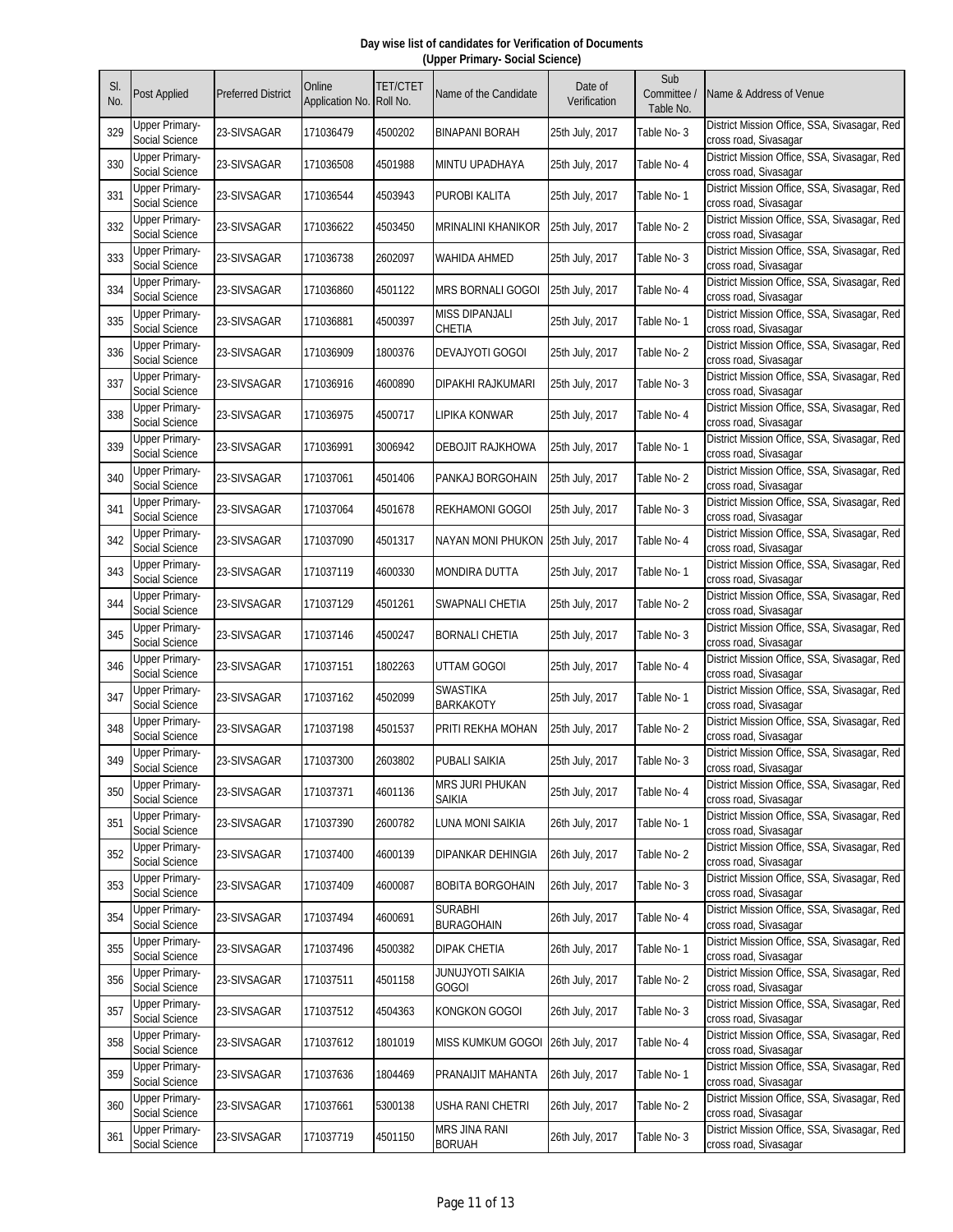**Day wise list of candidates for Verification of Documents**
**(Upper Primary- Social Science)**

| Sl. No. | Post Applied | Preferred District | Online Application No. | TET/CTET Roll No. | Name of the Candidate | Date of Verification | Sub Committee / Table No. | Name & Address of Venue |
|---|---|---|---|---|---|---|---|---|
| 329 | Upper Primary- Social Science | 23-SIVSAGAR | 171036479 | 4500202 | BINAPANI BORAH | 25th July, 2017 | Table No- 3 | District Mission Office, SSA, Sivasagar, Red cross road, Sivasagar |
| 330 | Upper Primary- Social Science | 23-SIVSAGAR | 171036508 | 4501988 | MINTU UPADHAYA | 25th July, 2017 | Table No- 4 | District Mission Office, SSA, Sivasagar, Red cross road, Sivasagar |
| 331 | Upper Primary- Social Science | 23-SIVSAGAR | 171036544 | 4503943 | PUROBI KALITA | 25th July, 2017 | Table No- 1 | District Mission Office, SSA, Sivasagar, Red cross road, Sivasagar |
| 332 | Upper Primary- Social Science | 23-SIVSAGAR | 171036622 | 4503450 | MRINALINI KHANIKOR | 25th July, 2017 | Table No- 2 | District Mission Office, SSA, Sivasagar, Red cross road, Sivasagar |
| 333 | Upper Primary- Social Science | 23-SIVSAGAR | 171036738 | 2602097 | WAHIDA AHMED | 25th July, 2017 | Table No- 3 | District Mission Office, SSA, Sivasagar, Red cross road, Sivasagar |
| 334 | Upper Primary- Social Science | 23-SIVSAGAR | 171036860 | 4501122 | MRS BORNALI GOGOI | 25th July, 2017 | Table No- 4 | District Mission Office, SSA, Sivasagar, Red cross road, Sivasagar |
| 335 | Upper Primary- Social Science | 23-SIVSAGAR | 171036881 | 4500397 | MISS DIPANJALI CHETIA | 25th July, 2017 | Table No- 1 | District Mission Office, SSA, Sivasagar, Red cross road, Sivasagar |
| 336 | Upper Primary- Social Science | 23-SIVSAGAR | 171036909 | 1800376 | DEVAJYOTI GOGOI | 25th July, 2017 | Table No- 2 | District Mission Office, SSA, Sivasagar, Red cross road, Sivasagar |
| 337 | Upper Primary- Social Science | 23-SIVSAGAR | 171036916 | 4600890 | DIPAKHI RAJKUMARI | 25th July, 2017 | Table No- 3 | District Mission Office, SSA, Sivasagar, Red cross road, Sivasagar |
| 338 | Upper Primary- Social Science | 23-SIVSAGAR | 171036975 | 4500717 | LIPIKA KONWAR | 25th July, 2017 | Table No- 4 | District Mission Office, SSA, Sivasagar, Red cross road, Sivasagar |
| 339 | Upper Primary- Social Science | 23-SIVSAGAR | 171036991 | 3006942 | DEBOJIT RAJKHOWA | 25th July, 2017 | Table No- 1 | District Mission Office, SSA, Sivasagar, Red cross road, Sivasagar |
| 340 | Upper Primary- Social Science | 23-SIVSAGAR | 171037061 | 4501406 | PANKAJ BORGOHAIN | 25th July, 2017 | Table No- 2 | District Mission Office, SSA, Sivasagar, Red cross road, Sivasagar |
| 341 | Upper Primary- Social Science | 23-SIVSAGAR | 171037064 | 4501678 | REKHAMONI GOGOI | 25th July, 2017 | Table No- 3 | District Mission Office, SSA, Sivasagar, Red cross road, Sivasagar |
| 342 | Upper Primary- Social Science | 23-SIVSAGAR | 171037090 | 4501317 | NAYAN MONI PHUKON | 25th July, 2017 | Table No- 4 | District Mission Office, SSA, Sivasagar, Red cross road, Sivasagar |
| 343 | Upper Primary- Social Science | 23-SIVSAGAR | 171037119 | 4600330 | MONDIRA DUTTA | 25th July, 2017 | Table No- 1 | District Mission Office, SSA, Sivasagar, Red cross road, Sivasagar |
| 344 | Upper Primary- Social Science | 23-SIVSAGAR | 171037129 | 4501261 | SWAPNALI CHETIA | 25th July, 2017 | Table No- 2 | District Mission Office, SSA, Sivasagar, Red cross road, Sivasagar |
| 345 | Upper Primary- Social Science | 23-SIVSAGAR | 171037146 | 4500247 | BORNALI CHETIA | 25th July, 2017 | Table No- 3 | District Mission Office, SSA, Sivasagar, Red cross road, Sivasagar |
| 346 | Upper Primary- Social Science | 23-SIVSAGAR | 171037151 | 1802263 | UTTAM GOGOI | 25th July, 2017 | Table No- 4 | District Mission Office, SSA, Sivasagar, Red cross road, Sivasagar |
| 347 | Upper Primary- Social Science | 23-SIVSAGAR | 171037162 | 4502099 | SWASTIKA BARKAKOTY | 25th July, 2017 | Table No- 1 | District Mission Office, SSA, Sivasagar, Red cross road, Sivasagar |
| 348 | Upper Primary- Social Science | 23-SIVSAGAR | 171037198 | 4501537 | PRITI REKHA MOHAN | 25th July, 2017 | Table No- 2 | District Mission Office, SSA, Sivasagar, Red cross road, Sivasagar |
| 349 | Upper Primary- Social Science | 23-SIVSAGAR | 171037300 | 2603802 | PUBALI SAIKIA | 25th July, 2017 | Table No- 3 | District Mission Office, SSA, Sivasagar, Red cross road, Sivasagar |
| 350 | Upper Primary- Social Science | 23-SIVSAGAR | 171037371 | 4601136 | MRS JURI PHUKAN SAIKIA | 25th July, 2017 | Table No- 4 | District Mission Office, SSA, Sivasagar, Red cross road, Sivasagar |
| 351 | Upper Primary- Social Science | 23-SIVSAGAR | 171037390 | 2600782 | LUNA MONI SAIKIA | 26th July, 2017 | Table No- 1 | District Mission Office, SSA, Sivasagar, Red cross road, Sivasagar |
| 352 | Upper Primary- Social Science | 23-SIVSAGAR | 171037400 | 4600139 | DIPANKAR DEHINGIA | 26th July, 2017 | Table No- 2 | District Mission Office, SSA, Sivasagar, Red cross road, Sivasagar |
| 353 | Upper Primary- Social Science | 23-SIVSAGAR | 171037409 | 4600087 | BOBITA BORGOHAIN | 26th July, 2017 | Table No- 3 | District Mission Office, SSA, Sivasagar, Red cross road, Sivasagar |
| 354 | Upper Primary- Social Science | 23-SIVSAGAR | 171037494 | 4600691 | SURABHI BURAGOHAIN | 26th July, 2017 | Table No- 4 | District Mission Office, SSA, Sivasagar, Red cross road, Sivasagar |
| 355 | Upper Primary- Social Science | 23-SIVSAGAR | 171037496 | 4500382 | DIPAK CHETIA | 26th July, 2017 | Table No- 1 | District Mission Office, SSA, Sivasagar, Red cross road, Sivasagar |
| 356 | Upper Primary- Social Science | 23-SIVSAGAR | 171037511 | 4501158 | JUNUJYOTI SAIKIA GOGOI | 26th July, 2017 | Table No- 2 | District Mission Office, SSA, Sivasagar, Red cross road, Sivasagar |
| 357 | Upper Primary- Social Science | 23-SIVSAGAR | 171037512 | 4504363 | KONGKON GOGOI | 26th July, 2017 | Table No- 3 | District Mission Office, SSA, Sivasagar, Red cross road, Sivasagar |
| 358 | Upper Primary- Social Science | 23-SIVSAGAR | 171037612 | 1801019 | MISS KUMKUM GOGOI | 26th July, 2017 | Table No- 4 | District Mission Office, SSA, Sivasagar, Red cross road, Sivasagar |
| 359 | Upper Primary- Social Science | 23-SIVSAGAR | 171037636 | 1804469 | PRANAIJIT MAHANTA | 26th July, 2017 | Table No- 1 | District Mission Office, SSA, Sivasagar, Red cross road, Sivasagar |
| 360 | Upper Primary- Social Science | 23-SIVSAGAR | 171037661 | 5300138 | USHA RANI CHETRI | 26th July, 2017 | Table No- 2 | District Mission Office, SSA, Sivasagar, Red cross road, Sivasagar |
| 361 | Upper Primary- Social Science | 23-SIVSAGAR | 171037719 | 4501150 | MRS JINA RANI BORUAH | 26th July, 2017 | Table No- 3 | District Mission Office, SSA, Sivasagar, Red cross road, Sivasagar |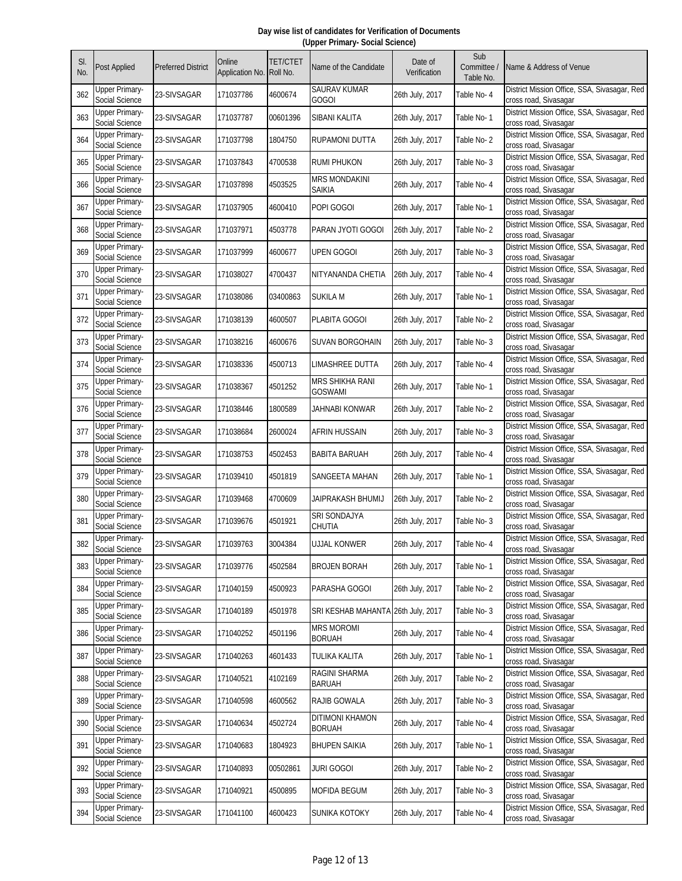**Day wise list of candidates for Verification of Documents**
**(Upper Primary- Social Science)**

| Sl. No. | Post Applied | Preferred District | Online Application No. | TET/CTET Roll No. | Name of the Candidate | Date of Verification | Sub Committee / Table No. | Name & Address of Venue |
|---|---|---|---|---|---|---|---|---|
| 362 | Upper Primary-Social Science | 23-SIVSAGAR | 171037786 | 4600674 | SAURAV KUMAR GOGOI | 26th July, 2017 | Table No- 4 | District Mission Office, SSA, Sivasagar, Red cross road, Sivasagar |
| 363 | Upper Primary-Social Science | 23-SIVSAGAR | 171037787 | 00601396 | SIBANI KALITA | 26th July, 2017 | Table No- 1 | District Mission Office, SSA, Sivasagar, Red cross road, Sivasagar |
| 364 | Upper Primary-Social Science | 23-SIVSAGAR | 171037798 | 1804750 | RUPAMONI DUTTA | 26th July, 2017 | Table No- 2 | District Mission Office, SSA, Sivasagar, Red cross road, Sivasagar |
| 365 | Upper Primary-Social Science | 23-SIVSAGAR | 171037843 | 4700538 | RUMI PHUKON | 26th July, 2017 | Table No- 3 | District Mission Office, SSA, Sivasagar, Red cross road, Sivasagar |
| 366 | Upper Primary-Social Science | 23-SIVSAGAR | 171037898 | 4503525 | MRS MONDAKINI SAIKIA | 26th July, 2017 | Table No- 4 | District Mission Office, SSA, Sivasagar, Red cross road, Sivasagar |
| 367 | Upper Primary-Social Science | 23-SIVSAGAR | 171037905 | 4600410 | POPI GOGOI | 26th July, 2017 | Table No- 1 | District Mission Office, SSA, Sivasagar, Red cross road, Sivasagar |
| 368 | Upper Primary-Social Science | 23-SIVSAGAR | 171037971 | 4503778 | PARAN JYOTI GOGOI | 26th July, 2017 | Table No- 2 | District Mission Office, SSA, Sivasagar, Red cross road, Sivasagar |
| 369 | Upper Primary-Social Science | 23-SIVSAGAR | 171037999 | 4600677 | UPEN GOGOI | 26th July, 2017 | Table No- 3 | District Mission Office, SSA, Sivasagar, Red cross road, Sivasagar |
| 370 | Upper Primary-Social Science | 23-SIVSAGAR | 171038027 | 4700437 | NITYANANDA CHETIA | 26th July, 2017 | Table No- 4 | District Mission Office, SSA, Sivasagar, Red cross road, Sivasagar |
| 371 | Upper Primary-Social Science | 23-SIVSAGAR | 171038086 | 03400863 | SUKILA M | 26th July, 2017 | Table No- 1 | District Mission Office, SSA, Sivasagar, Red cross road, Sivasagar |
| 372 | Upper Primary-Social Science | 23-SIVSAGAR | 171038139 | 4600507 | PLABITA GOGOI | 26th July, 2017 | Table No- 2 | District Mission Office, SSA, Sivasagar, Red cross road, Sivasagar |
| 373 | Upper Primary-Social Science | 23-SIVSAGAR | 171038216 | 4600676 | SUVAN BORGOHAIN | 26th July, 2017 | Table No- 3 | District Mission Office, SSA, Sivasagar, Red cross road, Sivasagar |
| 374 | Upper Primary-Social Science | 23-SIVSAGAR | 171038336 | 4500713 | LIMASHREE DUTTA | 26th July, 2017 | Table No- 4 | District Mission Office, SSA, Sivasagar, Red cross road, Sivasagar |
| 375 | Upper Primary-Social Science | 23-SIVSAGAR | 171038367 | 4501252 | MRS SHIKHA RANI GOSWAMI | 26th July, 2017 | Table No- 1 | District Mission Office, SSA, Sivasagar, Red cross road, Sivasagar |
| 376 | Upper Primary-Social Science | 23-SIVSAGAR | 171038446 | 1800589 | JAHNABI KONWAR | 26th July, 2017 | Table No- 2 | District Mission Office, SSA, Sivasagar, Red cross road, Sivasagar |
| 377 | Upper Primary-Social Science | 23-SIVSAGAR | 171038684 | 2600024 | AFRIN HUSSAIN | 26th July, 2017 | Table No- 3 | District Mission Office, SSA, Sivasagar, Red cross road, Sivasagar |
| 378 | Upper Primary-Social Science | 23-SIVSAGAR | 171038753 | 4502453 | BABITA BARUAH | 26th July, 2017 | Table No- 4 | District Mission Office, SSA, Sivasagar, Red cross road, Sivasagar |
| 379 | Upper Primary-Social Science | 23-SIVSAGAR | 171039410 | 4501819 | SANGEETA MAHAN | 26th July, 2017 | Table No- 1 | District Mission Office, SSA, Sivasagar, Red cross road, Sivasagar |
| 380 | Upper Primary-Social Science | 23-SIVSAGAR | 171039468 | 4700609 | JAIPRAKASH BHUMIJ | 26th July, 2017 | Table No- 2 | District Mission Office, SSA, Sivasagar, Red cross road, Sivasagar |
| 381 | Upper Primary-Social Science | 23-SIVSAGAR | 171039676 | 4501921 | SRI SONDAJYA CHUTIA | 26th July, 2017 | Table No- 3 | District Mission Office, SSA, Sivasagar, Red cross road, Sivasagar |
| 382 | Upper Primary-Social Science | 23-SIVSAGAR | 171039763 | 3004384 | UJJAL KONWER | 26th July, 2017 | Table No- 4 | District Mission Office, SSA, Sivasagar, Red cross road, Sivasagar |
| 383 | Upper Primary-Social Science | 23-SIVSAGAR | 171039776 | 4502584 | BROJEN BORAH | 26th July, 2017 | Table No- 1 | District Mission Office, SSA, Sivasagar, Red cross road, Sivasagar |
| 384 | Upper Primary-Social Science | 23-SIVSAGAR | 171040159 | 4500923 | PARASHA GOGOI | 26th July, 2017 | Table No- 2 | District Mission Office, SSA, Sivasagar, Red cross road, Sivasagar |
| 385 | Upper Primary-Social Science | 23-SIVSAGAR | 171040189 | 4501978 | SRI KESHAB MAHANTA | 26th July, 2017 | Table No- 3 | District Mission Office, SSA, Sivasagar, Red cross road, Sivasagar |
| 386 | Upper Primary-Social Science | 23-SIVSAGAR | 171040252 | 4501196 | MRS MOROMI BORUAH | 26th July, 2017 | Table No- 4 | District Mission Office, SSA, Sivasagar, Red cross road, Sivasagar |
| 387 | Upper Primary-Social Science | 23-SIVSAGAR | 171040263 | 4601433 | TULIKA KALITA | 26th July, 2017 | Table No- 1 | District Mission Office, SSA, Sivasagar, Red cross road, Sivasagar |
| 388 | Upper Primary-Social Science | 23-SIVSAGAR | 171040521 | 4102169 | RAGINI SHARMA BARUAH | 26th July, 2017 | Table No- 2 | District Mission Office, SSA, Sivasagar, Red cross road, Sivasagar |
| 389 | Upper Primary-Social Science | 23-SIVSAGAR | 171040598 | 4600562 | RAJIB GOWALA | 26th July, 2017 | Table No- 3 | District Mission Office, SSA, Sivasagar, Red cross road, Sivasagar |
| 390 | Upper Primary-Social Science | 23-SIVSAGAR | 171040634 | 4502724 | DITIMONI KHAMON BORUAH | 26th July, 2017 | Table No- 4 | District Mission Office, SSA, Sivasagar, Red cross road, Sivasagar |
| 391 | Upper Primary-Social Science | 23-SIVSAGAR | 171040683 | 1804923 | BHUPEN SAIKIA | 26th July, 2017 | Table No- 1 | District Mission Office, SSA, Sivasagar, Red cross road, Sivasagar |
| 392 | Upper Primary-Social Science | 23-SIVSAGAR | 171040893 | 00502861 | JURI GOGOI | 26th July, 2017 | Table No- 2 | District Mission Office, SSA, Sivasagar, Red cross road, Sivasagar |
| 393 | Upper Primary-Social Science | 23-SIVSAGAR | 171040921 | 4500895 | MOFIDA BEGUM | 26th July, 2017 | Table No- 3 | District Mission Office, SSA, Sivasagar, Red cross road, Sivasagar |
| 394 | Upper Primary-Social Science | 23-SIVSAGAR | 171041100 | 4600423 | SUNIKA KOTOKY | 26th July, 2017 | Table No- 4 | District Mission Office, SSA, Sivasagar, Red cross road, Sivasagar |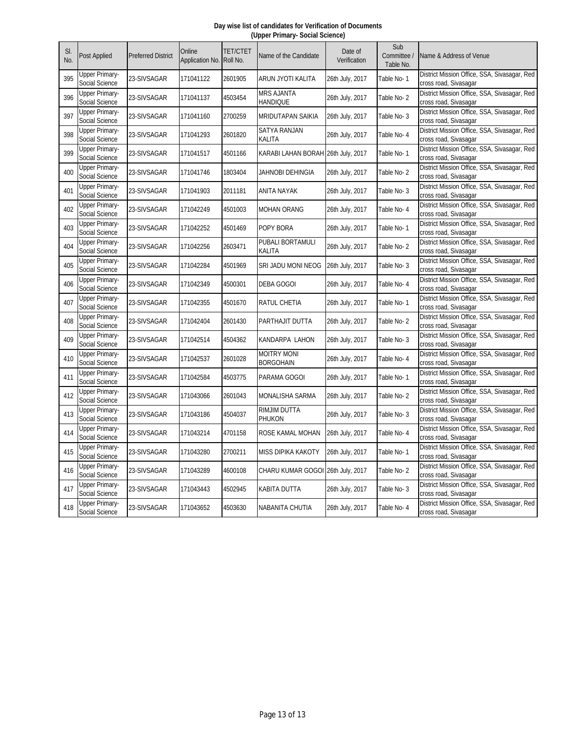**Day wise list of candidates for Verification of Documents**
**(Upper Primary- Social Science)**

| Sl. No. | Post Applied | Preferred District | Online Application No. | TET/CTET Roll No. | Name of the Candidate | Date of Verification | Sub Committee / Table No. | Name & Address of Venue |
|---|---|---|---|---|---|---|---|---|
| 395 | Upper Primary-Social Science | 23-SIVSAGAR | 171041122 | 2601905 | ARUN JYOTI KALITA | 26th July, 2017 | Table No- 1 | District Mission Office, SSA, Sivasagar, Red cross road, Sivasagar |
| 396 | Upper Primary-Social Science | 23-SIVSAGAR | 171041137 | 4503454 | MRS AJANTA HANDIQUE | 26th July, 2017 | Table No- 2 | District Mission Office, SSA, Sivasagar, Red cross road, Sivasagar |
| 397 | Upper Primary-Social Science | 23-SIVSAGAR | 171041160 | 2700259 | MRIDUTAPAN SAIKIA | 26th July, 2017 | Table No- 3 | District Mission Office, SSA, Sivasagar, Red cross road, Sivasagar |
| 398 | Upper Primary-Social Science | 23-SIVSAGAR | 171041293 | 2601820 | SATYA RANJAN KALITA | 26th July, 2017 | Table No- 4 | District Mission Office, SSA, Sivasagar, Red cross road, Sivasagar |
| 399 | Upper Primary-Social Science | 23-SIVSAGAR | 171041517 | 4501166 | KARABI LAHAN BORAH | 26th July, 2017 | Table No- 1 | District Mission Office, SSA, Sivasagar, Red cross road, Sivasagar |
| 400 | Upper Primary-Social Science | 23-SIVSAGAR | 171041746 | 1803404 | JAHNOBI DEHINGIA | 26th July, 2017 | Table No- 2 | District Mission Office, SSA, Sivasagar, Red cross road, Sivasagar |
| 401 | Upper Primary-Social Science | 23-SIVSAGAR | 171041903 | 2011181 | ANITA NAYAK | 26th July, 2017 | Table No- 3 | District Mission Office, SSA, Sivasagar, Red cross road, Sivasagar |
| 402 | Upper Primary-Social Science | 23-SIVSAGAR | 171042249 | 4501003 | MOHAN ORANG | 26th July, 2017 | Table No- 4 | District Mission Office, SSA, Sivasagar, Red cross road, Sivasagar |
| 403 | Upper Primary-Social Science | 23-SIVSAGAR | 171042252 | 4501469 | POPY BORA | 26th July, 2017 | Table No- 1 | District Mission Office, SSA, Sivasagar, Red cross road, Sivasagar |
| 404 | Upper Primary-Social Science | 23-SIVSAGAR | 171042256 | 2603471 | PUBALI BORTAMULI KALITA | 26th July, 2017 | Table No- 2 | District Mission Office, SSA, Sivasagar, Red cross road, Sivasagar |
| 405 | Upper Primary-Social Science | 23-SIVSAGAR | 171042284 | 4501969 | SRI JADU MONI NEOG | 26th July, 2017 | Table No- 3 | District Mission Office, SSA, Sivasagar, Red cross road, Sivasagar |
| 406 | Upper Primary-Social Science | 23-SIVSAGAR | 171042349 | 4500301 | DEBA GOGOI | 26th July, 2017 | Table No- 4 | District Mission Office, SSA, Sivasagar, Red cross road, Sivasagar |
| 407 | Upper Primary-Social Science | 23-SIVSAGAR | 171042355 | 4501670 | RATUL CHETIA | 26th July, 2017 | Table No- 1 | District Mission Office, SSA, Sivasagar, Red cross road, Sivasagar |
| 408 | Upper Primary-Social Science | 23-SIVSAGAR | 171042404 | 2601430 | PARTHAJIT DUTTA | 26th July, 2017 | Table No- 2 | District Mission Office, SSA, Sivasagar, Red cross road, Sivasagar |
| 409 | Upper Primary-Social Science | 23-SIVSAGAR | 171042514 | 4504362 | KANDARPA LAHON | 26th July, 2017 | Table No- 3 | District Mission Office, SSA, Sivasagar, Red cross road, Sivasagar |
| 410 | Upper Primary-Social Science | 23-SIVSAGAR | 171042537 | 2601028 | MOITRY MONI BORGOHAIN | 26th July, 2017 | Table No- 4 | District Mission Office, SSA, Sivasagar, Red cross road, Sivasagar |
| 411 | Upper Primary-Social Science | 23-SIVSAGAR | 171042584 | 4503775 | PARAMA GOGOI | 26th July, 2017 | Table No- 1 | District Mission Office, SSA, Sivasagar, Red cross road, Sivasagar |
| 412 | Upper Primary-Social Science | 23-SIVSAGAR | 171043066 | 2601043 | MONALISHA SARMA | 26th July, 2017 | Table No- 2 | District Mission Office, SSA, Sivasagar, Red cross road, Sivasagar |
| 413 | Upper Primary-Social Science | 23-SIVSAGAR | 171043186 | 4504037 | RIMJIM DUTTA PHUKON | 26th July, 2017 | Table No- 3 | District Mission Office, SSA, Sivasagar, Red cross road, Sivasagar |
| 414 | Upper Primary-Social Science | 23-SIVSAGAR | 171043214 | 4701158 | ROSE KAMAL MOHAN | 26th July, 2017 | Table No- 4 | District Mission Office, SSA, Sivasagar, Red cross road, Sivasagar |
| 415 | Upper Primary-Social Science | 23-SIVSAGAR | 171043280 | 2700211 | MISS DIPIKA KAKOTY | 26th July, 2017 | Table No- 1 | District Mission Office, SSA, Sivasagar, Red cross road, Sivasagar |
| 416 | Upper Primary-Social Science | 23-SIVSAGAR | 171043289 | 4600108 | CHARU KUMAR GOGOI | 26th July, 2017 | Table No- 2 | District Mission Office, SSA, Sivasagar, Red cross road, Sivasagar |
| 417 | Upper Primary-Social Science | 23-SIVSAGAR | 171043443 | 4502945 | KABITA DUTTA | 26th July, 2017 | Table No- 3 | District Mission Office, SSA, Sivasagar, Red cross road, Sivasagar |
| 418 | Upper Primary-Social Science | 23-SIVSAGAR | 171043652 | 4503630 | NABANITA CHUTIA | 26th July, 2017 | Table No- 4 | District Mission Office, SSA, Sivasagar, Red cross road, Sivasagar |